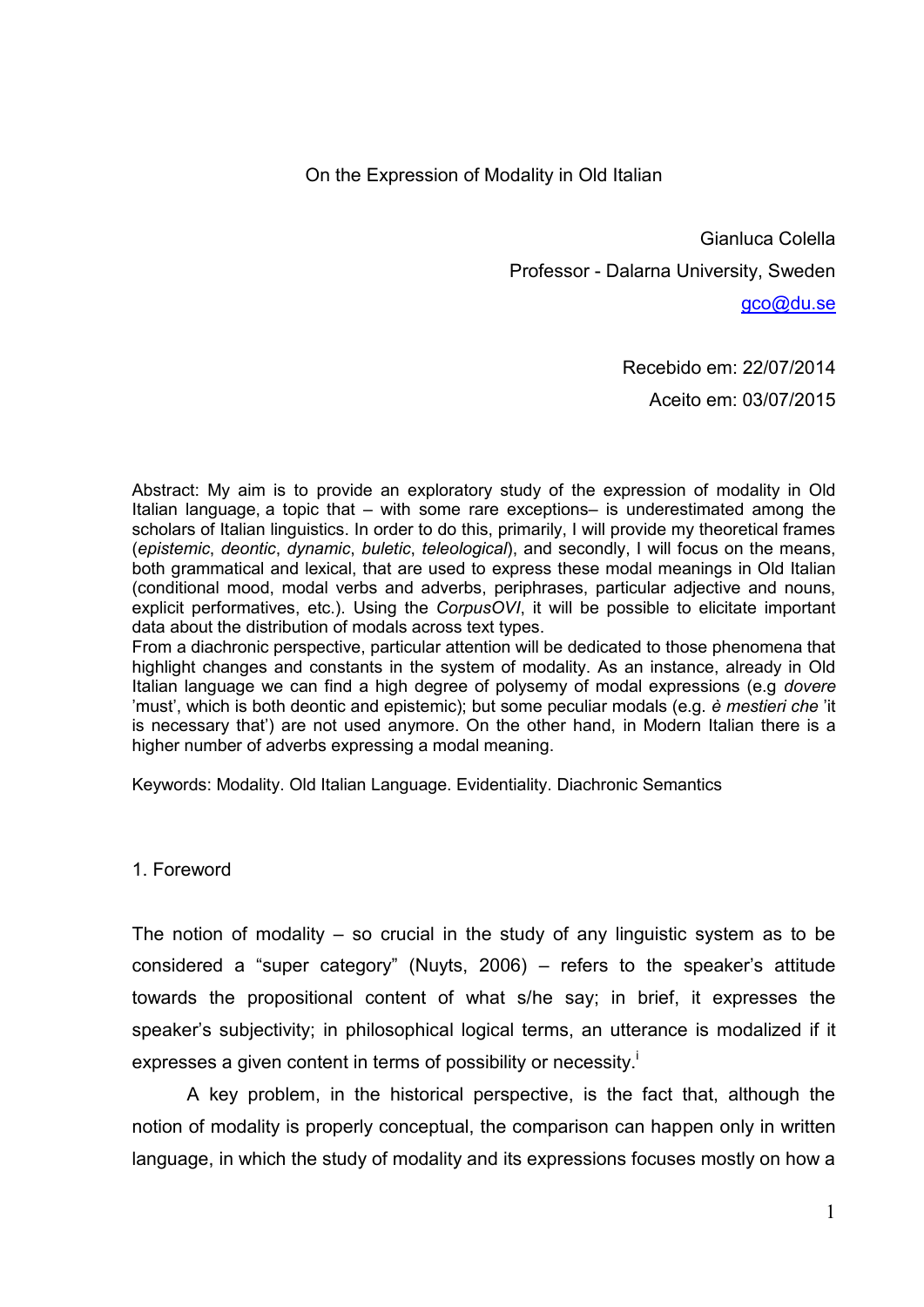# On the Expression of Modality in Old Italian

Gianluca Colella
Professor - Dalarna University, Sweden
gco@du.se

Recebido em: 22/07/2014
Aceito em: 03/07/2015

Abstract: My aim is to provide an exploratory study of the expression of modality in Old Italian language, a topic that – with some rare exceptions– is underestimated among the scholars of Italian linguistics. In order to do this, primarily, I will provide my theoretical frames (*epistemic*, *deontic*, *dynamic*, *buletic*, *teleological*), and secondly, I will focus on the means, both grammatical and lexical, that are used to express these modal meanings in Old Italian (conditional mood, modal verbs and adverbs, periphrases, particular adjective and nouns, explicit performatives, etc.). Using the *CorpusOVI*, it will be possible to elicitate important data about the distribution of modals across text types.
From a diachronic perspective, particular attention will be dedicated to those phenomena that highlight changes and constants in the system of modality. As an instance, already in Old Italian language we can find a high degree of polysemy of modal expressions (e.g *dovere* 'must', which is both deontic and epistemic); but some peculiar modals (e.g. *è mestieri che* 'it is necessary that') are not used anymore. On the other hand, in Modern Italian there is a higher number of adverbs expressing a modal meaning.

Keywords: Modality. Old Italian Language. Evidentiality. Diachronic Semantics

## 1. Foreword

The notion of modality – so crucial in the study of any linguistic system as to be considered a "super category" (Nuyts, 2006) – refers to the speaker's attitude towards the propositional content of what s/he say; in brief, it expresses the speaker's subjectivity; in philosophical logical terms, an utterance is modalized if it expresses a given content in terms of possibility or necessity.[i]

A key problem, in the historical perspective, is the fact that, although the notion of modality is properly conceptual, the comparison can happen only in written language, in which the study of modality and its expressions focuses mostly on how a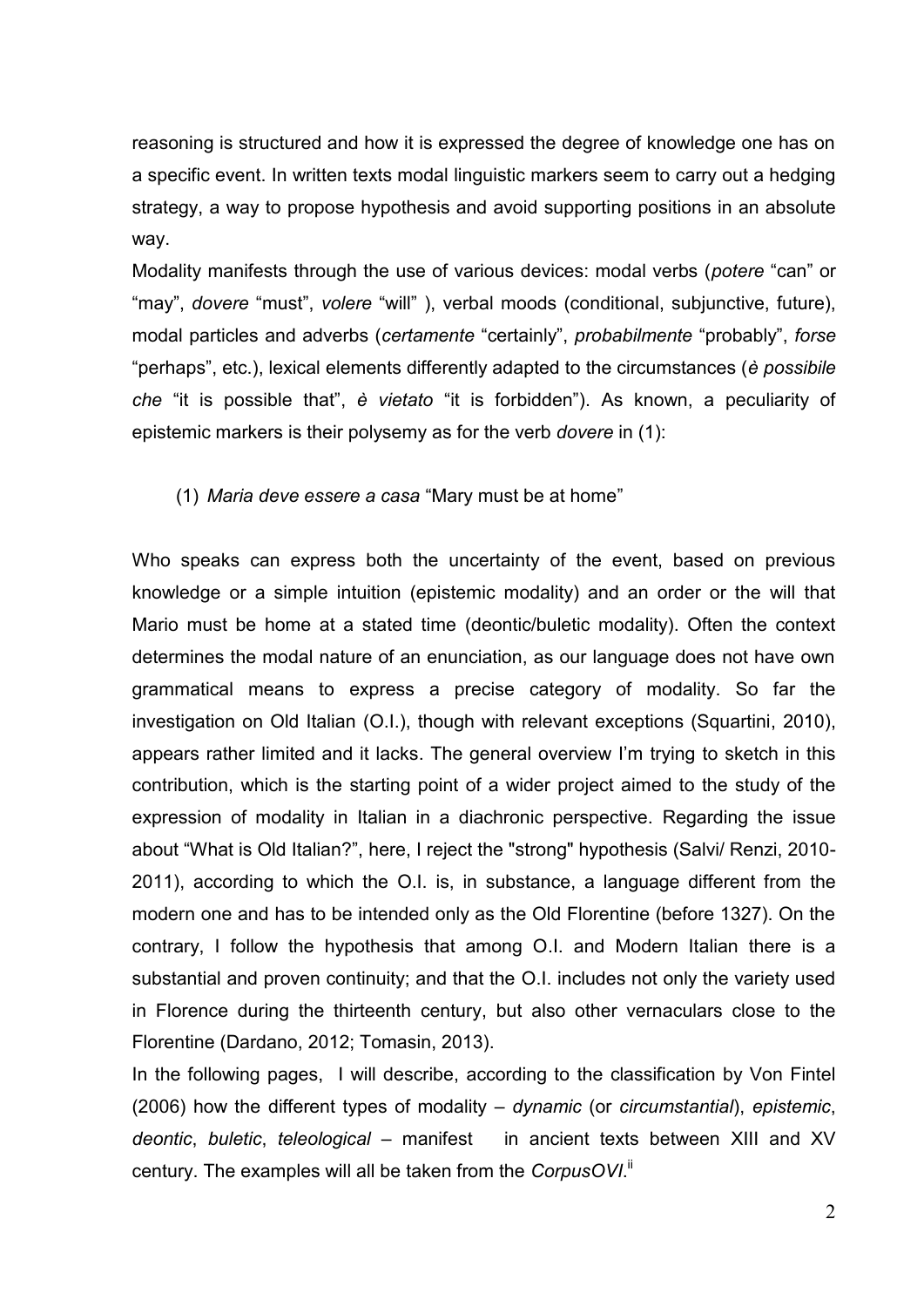reasoning is structured and how it is expressed the degree of knowledge one has on a specific event. In written texts modal linguistic markers seem to carry out a hedging strategy, a way to propose hypothesis and avoid supporting positions in an absolute way.

Modality manifests through the use of various devices: modal verbs (*potere* "can" or "may", *dovere* "must", *volere* "will" ), verbal moods (conditional, subjunctive, future), modal particles and adverbs (*certamente* "certainly", *probabilmente* "probably", *forse* "perhaps", etc.), lexical elements differently adapted to the circumstances (*è possibile che* "it is possible that", *è vietato* "it is forbidden"). As known, a peculiarity of epistemic markers is their polysemy as for the verb *dovere* in (1):

(1) *Maria deve essere a casa* "Mary must be at home"

Who speaks can express both the uncertainty of the event, based on previous knowledge or a simple intuition (epistemic modality) and an order or the will that Mario must be home at a stated time (deontic/buletic modality). Often the context determines the modal nature of an enunciation, as our language does not have own grammatical means to express a precise category of modality. So far the investigation on Old Italian (O.I.), though with relevant exceptions (Squartini, 2010), appears rather limited and it lacks. The general overview I'm trying to sketch in this contribution, which is the starting point of a wider project aimed to the study of the expression of modality in Italian in a diachronic perspective. Regarding the issue about "What is Old Italian?", here, I reject the "strong" hypothesis (Salvi/ Renzi, 2010-2011), according to which the O.I. is, in substance, a language different from the modern one and has to be intended only as the Old Florentine (before 1327). On the contrary, I follow the hypothesis that among O.I. and Modern Italian there is a substantial and proven continuity; and that the O.I. includes not only the variety used in Florence during the thirteenth century, but also other vernaculars close to the Florentine (Dardano, 2012; Tomasin, 2013).

In the following pages, I will describe, according to the classification by Von Fintel (2006) how the different types of modality – *dynamic* (or *circumstantial*), *epistemic*, *deontic*, *buletic*, *teleological* – manifest in ancient texts between XIII and XV century. The examples will all be taken from the *CorpusOVI*.[ii]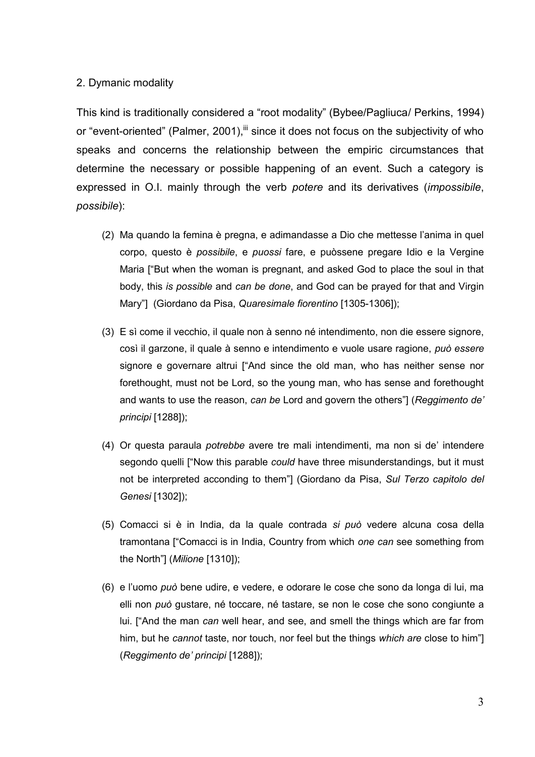## 2. Dymanic modality

This kind is traditionally considered a "root modality" (Bybee/Pagliuca/ Perkins, 1994) or "event-oriented" (Palmer, 2001),[iii] since it does not focus on the subjectivity of who speaks and concerns the relationship between the empiric circumstances that determine the necessary or possible happening of an event. Such a category is expressed in O.I. mainly through the verb *potere* and its derivatives (*impossibile*, *possibile*):

(2) Ma quando la femina è pregna, e adimandasse a Dio che mettesse l'anima in quel corpo, questo è *possibile*, e *puossi* fare, e puòssene pregare Idio e la Vergine Maria ["But when the woman is pregnant, and asked God to place the soul in that body, this *is possible* and *can be done*, and God can be prayed for that and Virgin Mary"] (Giordano da Pisa, *Quaresimale fiorentino* [1305-1306]);

(3) E sì come il vecchio, il quale non à senno né intendimento, non die essere signore, così il garzone, il quale à senno e intendimento e vuole usare ragione, *può essere* signore e governare altrui ["And since the old man, who has neither sense nor forethought, must not be Lord, so the young man, who has sense and forethought and wants to use the reason, *can be* Lord and govern the others"] (*Reggimento de' principi* [1288]);

(4) Or questa paraula *potrebbe* avere tre mali intendimenti, ma non si de' intendere segondo quelli ["Now this parable *could* have three misunderstandings, but it must not be interpreted according to them"] (Giordano da Pisa, *Sul Terzo capitolo del Genesi* [1302]);

(5) Comacci si è in India, da la quale contrada *si può* vedere alcuna cosa della tramontana ["Comacci is in India, Country from which *one can* see something from the North"] (*Milione* [1310]);

(6) e l'uomo *può* bene udire, e vedere, e odorare le cose che sono da longa di lui, ma elli non *può* gustare, né toccare, né tastare, se non le cose che sono congiunte a lui. ["And the man *can* well hear, and see, and smell the things which are far from him, but he *cannot* taste, nor touch, nor feel but the things *which are* close to him"] (*Reggimento de' principi* [1288]);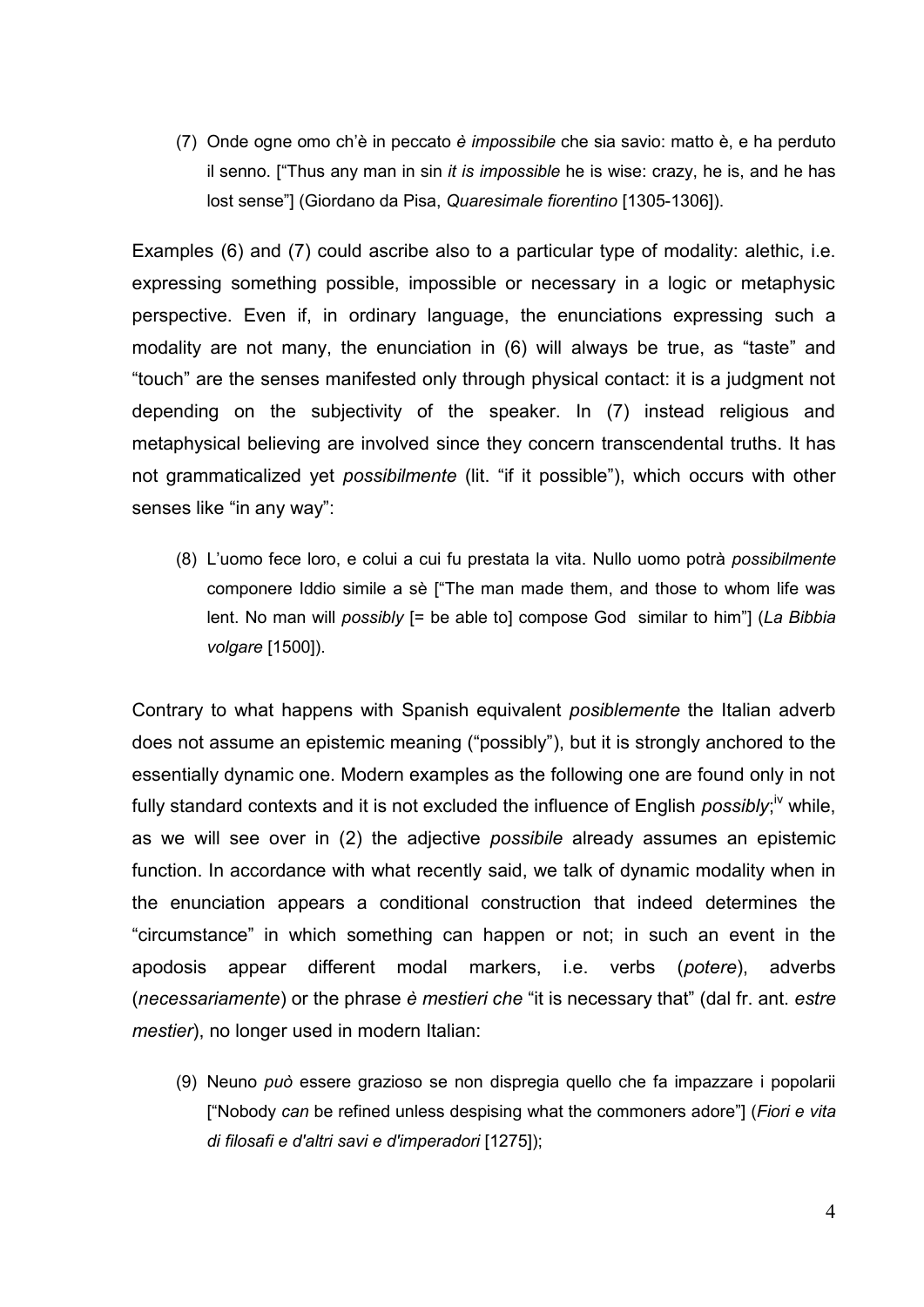(7) Onde ogne omo ch'è in peccato *è impossibile* che sia savio: matto è, e ha perduto il senno. ["Thus any man in sin *it is impossible* he is wise: crazy, he is, and he has lost sense"] (Giordano da Pisa, *Quaresimale fiorentino* [1305-1306]).

Examples (6) and (7) could ascribe also to a particular type of modality: alethic, i.e. expressing something possible, impossible or necessary in a logic or metaphysic perspective. Even if, in ordinary language, the enunciations expressing such a modality are not many, the enunciation in (6) will always be true, as "taste" and "touch" are the senses manifested only through physical contact: it is a judgment not depending on the subjectivity of the speaker. In (7) instead religious and metaphysical believing are involved since they concern transcendental truths. It has not grammaticalized yet *possibilmente* (lit. "if it possible"), which occurs with other senses like "in any way":

(8) L'uomo fece loro, e colui a cui fu prestata la vita. Nullo uomo potrà *possibilmente* componere Iddio simile a sè ["The man made them, and those to whom life was lent. No man will *possibly* [= be able to] compose God similar to him"] (*La Bibbia volgare* [1500]).

Contrary to what happens with Spanish equivalent *posiblemente* the Italian adverb does not assume an epistemic meaning ("possibly"), but it is strongly anchored to the essentially dynamic one. Modern examples as the following one are found only in not fully standard contexts and it is not excluded the influence of English *possibly*;[iv] while, as we will see over in (2) the adjective *possibile* already assumes an epistemic function. In accordance with what recently said, we talk of dynamic modality when in the enunciation appears a conditional construction that indeed determines the "circumstance" in which something can happen or not; in such an event in the apodosis appear different modal markers, i.e. verbs (*potere*), adverbs (*necessariamente*) or the phrase *è mestieri che* "it is necessary that" (dal fr. ant. *estre mestier*), no longer used in modern Italian:

(9) Neuno *può* essere grazioso se non dispregia quello che fa impazzare i popolarii ["Nobody *can* be refined unless despising what the commoners adore"] (*Fiori e vita di filosafi e d'altri savi e d'imperadori* [1275]);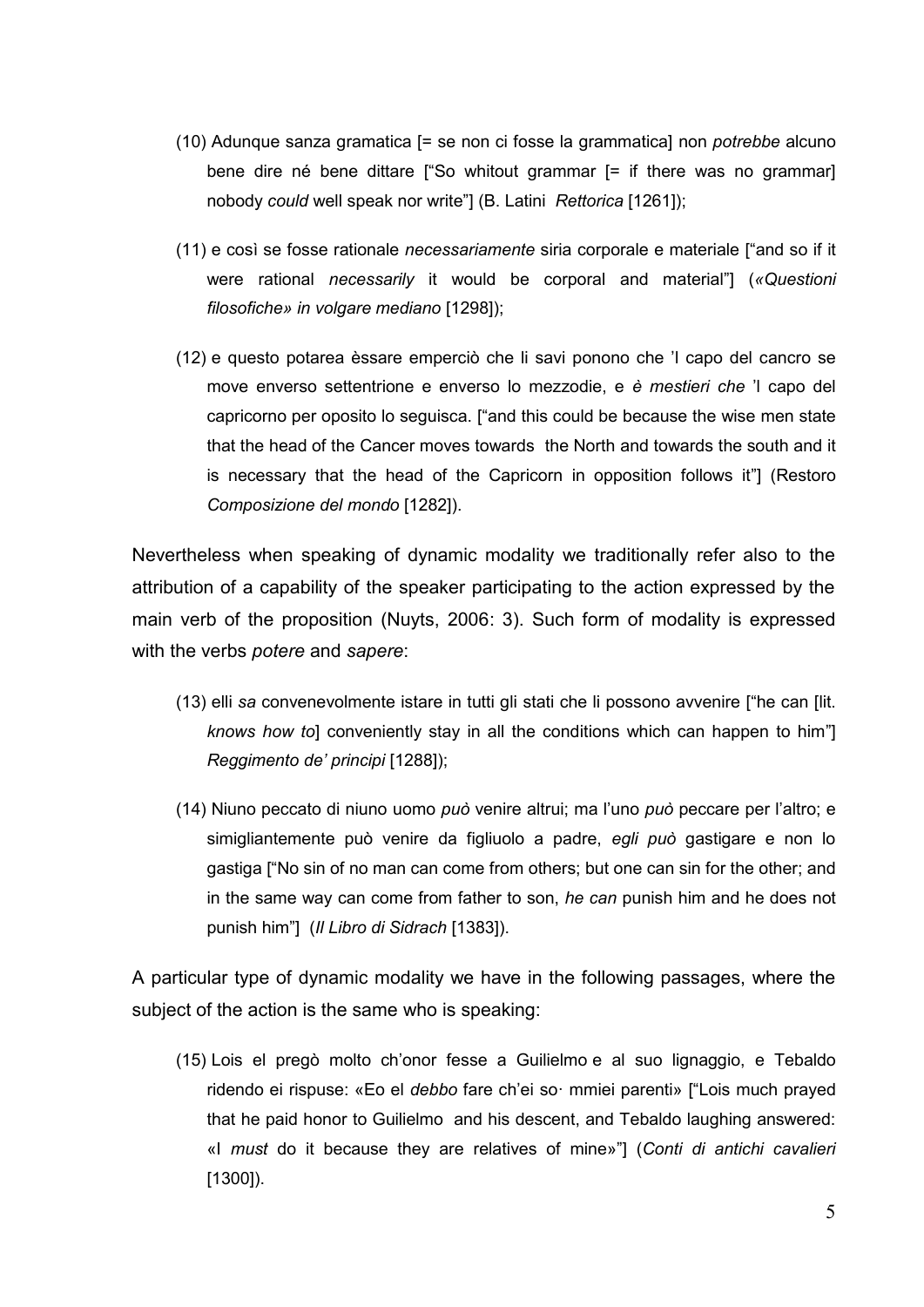(10) Adunque sanza gramatica [= se non ci fosse la grammatica] non *potrebbe* alcuno bene dire né bene dittare ["So whitout grammar [= if there was no grammar] nobody *could* well speak nor write"] (B. Latini *Rettorica* [1261]);

(11) e così se fosse rationale *necessariamente* siria corporale e materiale ["and so if it were rational *necessarily* it would be corporal and material"] (*«Questioni filosofiche» in volgare mediano* [1298]);

(12) e questo potarea èssare emperciò che li savi pונono che 'l capo del cancro se move enverso settentrione e enverso lo mezzodie, e *è mestieri che* 'l capo del capricorno per oposito lo seguisca. ["and this could be because the wise men state that the head of the Cancer moves towards the North and towards the south and it is necessary that the head of the Capricorn in opposition follows it"] (Restoro *Composizione del mondo* [1282]).

Nevertheless when speaking of dynamic modality we traditionally refer also to the attribution of a capability of the speaker participating to the action expressed by the main verb of the proposition (Nuyts, 2006: 3). Such form of modality is expressed with the verbs *potere* and *sapere*:

(13) elli *sa* convenevolmente istare in tutti gli stati che li possono avvenire ["he can [lit. *knows how to*] conveniently stay in all the conditions which can happen to him"] *Reggimento de' principi* [1288]);

(14) Niuno peccato di niuno uomo *può* venire altrui; ma l'uno *può* peccare per l'altro; e simigliantemente può venire da figliuolo a padre, *egli può* gastigare e non lo gastiga ["No sin of no man can come from others; but one can sin for the other; and in the same way can come from father to son, *he can* punish him and he does not punish him"] (*Il Libro di Sidrach* [1383]).

A particular type of dynamic modality we have in the following passages, where the subject of the action is the same who is speaking:

(15) Lois el pregò molto ch'onor fesse a Guilielmo e al suo lignaggio, e Tebaldo ridendo ei rispuse: «Eo el *debbo* fare ch'ei so· mmiei parenti» ["Lois much prayed that he paid honor to Guilielmo and his descent, and Tebaldo laughing answered: «I *must* do it because they are relatives of mine»"] (*Conti di antichi cavalieri* [1300]).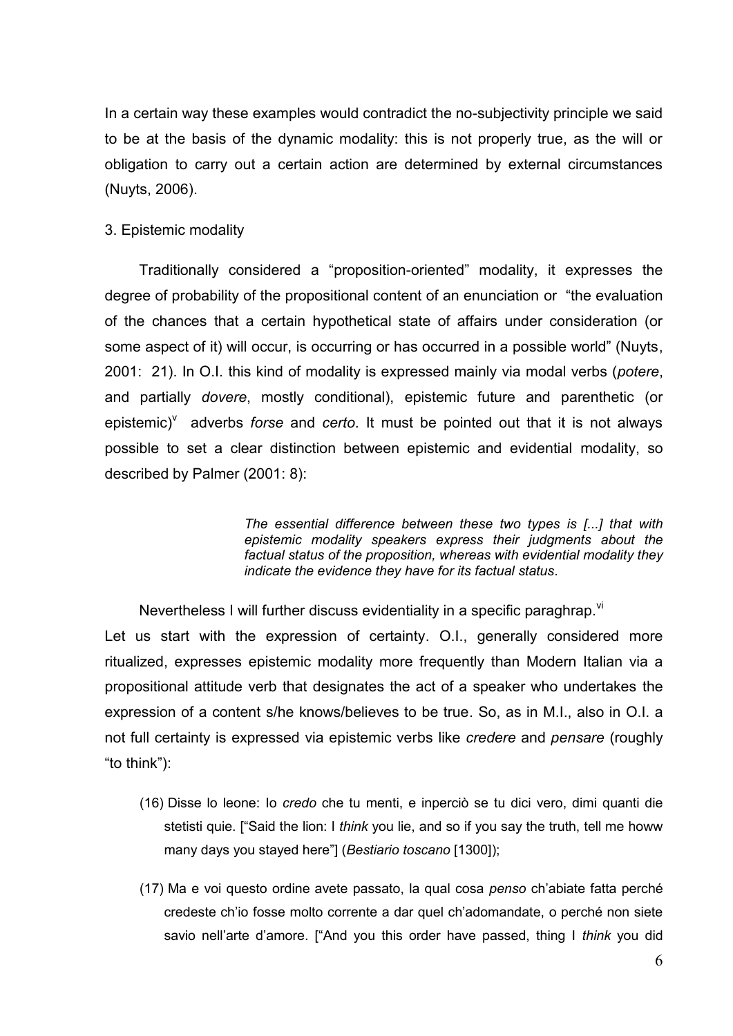In a certain way these examples would contradict the no-subjectivity principle we said to be at the basis of the dynamic modality: this is not properly true, as the will or obligation to carry out a certain action are determined by external circumstances (Nuyts, 2006).

3. Epistemic modality

Traditionally considered a "proposition-oriented" modality, it expresses the degree of probability of the propositional content of an enunciation or "the evaluation of the chances that a certain hypothetical state of affairs under consideration (or some aspect of it) will occur, is occurring or has occurred in a possible world" (Nuyts, 2001: 21). In O.I. this kind of modality is expressed mainly via modal verbs (*potere*, and partially *dovere*, mostly conditional), epistemic future and parenthetic (or epistemic)[v] adverbs *forse* and *certo*. It must be pointed out that it is not always possible to set a clear distinction between epistemic and evidential modality, so described by Palmer (2001: 8):

> *The essential difference between these two types is [...] that with epistemic modality speakers express their judgments about the factual status of the proposition, whereas with evidential modality they indicate the evidence they have for its factual status*.

Nevertheless I will further discuss evidentiality in a specific paraghrap.[vi]

Let us start with the expression of certainty. O.I., generally considered more ritualized, expresses epistemic modality more frequently than Modern Italian via a propositional attitude verb that designates the act of a speaker who undertakes the expression of a content s/he knows/believes to be true. So, as in M.I., also in O.I. a not full certainty is expressed via epistemic verbs like *credere* and *pensare* (roughly "to think"):

(16) Disse lo leone: Io *credo* che tu menti, e inperciò se tu dici vero, dimi quanti die stetisti quie. ["Said the lion: I *think* you lie, and so if you say the truth, tell me howw many days you stayed here"] (*Bestiario toscano* [1300]);

(17) Ma e voi questo ordine avete passato, la qual cosa *penso* ch'abiate fatta perché credeste ch'io fosse molto corrente a dar quel ch'adomandate, o perché non siete savio nell'arte d'amore. ["And you this order have passed, thing I *think* you did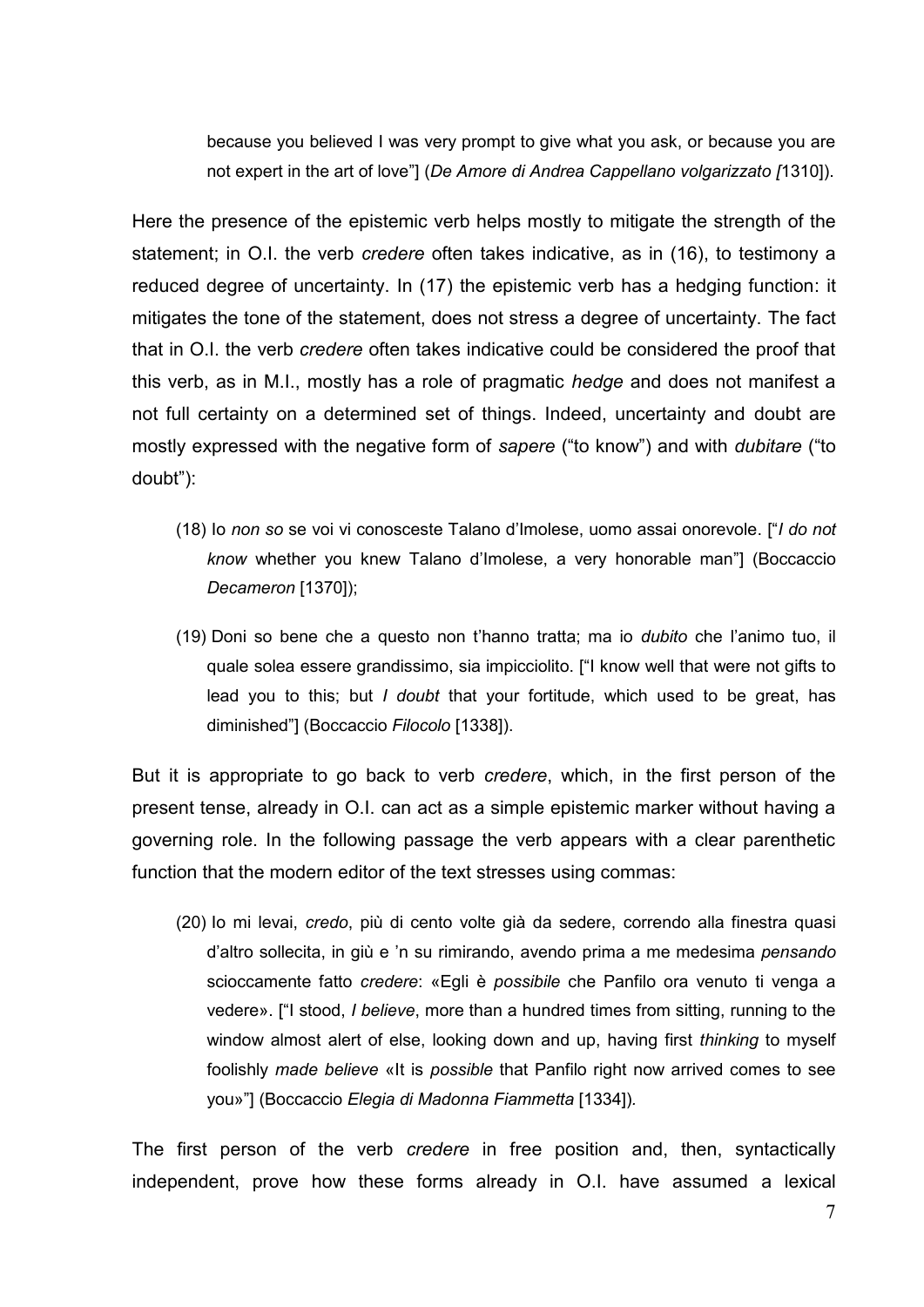because you believed I was very prompt to give what you ask, or because you are not expert in the art of love"] (*De Amore di Andrea Cappellano volgarizzato [*1310]).

Here the presence of the epistemic verb helps mostly to mitigate the strength of the statement; in O.I. the verb *credere* often takes indicative, as in (16), to testimony a reduced degree of uncertainty. In (17) the epistemic verb has a hedging function: it mitigates the tone of the statement, does not stress a degree of uncertainty. The fact that in O.I. the verb *credere* often takes indicative could be considered the proof that this verb, as in M.I., mostly has a role of pragmatic *hedge* and does not manifest a not full certainty on a determined set of things. Indeed, uncertainty and doubt are mostly expressed with the negative form of *sapere* ("to know") and with *dubitare* ("to doubt"):

(18) Io *non so* se voi vi conosceste Talano d'Imolese, uomo assai onorevole. ["*I do not know* whether you knew Talano d'Imolese, a very honorable man"] (Boccaccio *Decameron* [1370]);

(19) Doni so bene che a questo non t'hanno tratta; ma io *dubito* che l'animo tuo, il quale solea essere grandissimo, sia impicciolito. ["I know well that were not gifts to lead you to this; but *I doubt* that your fortitude, which used to be great, has diminished"] (Boccaccio *Filocolo* [1338]).

But it is appropriate to go back to verb *credere*, which, in the first person of the present tense, already in O.I. can act as a simple epistemic marker without having a governing role. In the following passage the verb appears with a clear parenthetic function that the modern editor of the text stresses using commas:

(20) Io mi levai, *credo*, più di cento volte già da sedere, correndo alla finestra quasi d'altro sollecita, in giù e 'n su rimirando, avendo prima a me medesima *pensando* scioccamente fatto *credere*: «Egli è *possibile* che Panfilo ora venuto ti venga a vedere». ["I stood, *I believe*, more than a hundred times from sitting, running to the window almost alert of else, looking down and up, having first *thinking* to myself foolishly *made believe* «It is *possible* that Panfilo right now arrived comes to see you»"] (Boccaccio *Elegia di Madonna Fiammetta* [1334]).

The first person of the verb *credere* in free position and, then, syntactically independent, prove how these forms already in O.I. have assumed a lexical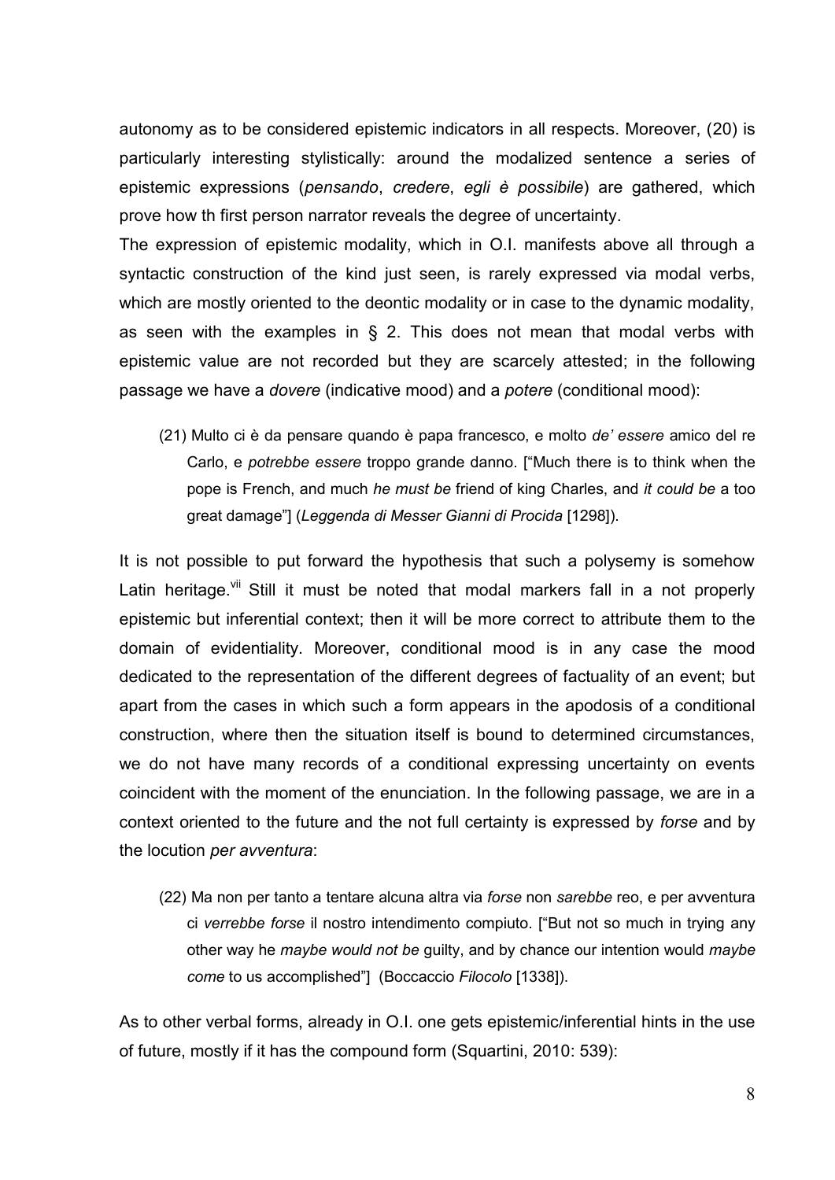autonomy as to be considered epistemic indicators in all respects. Moreover, (20) is particularly interesting stylistically: around the modalized sentence a series of epistemic expressions (*pensando*, *credere*, *egli è possibile*) are gathered, which prove how th first person narrator reveals the degree of uncertainty.

The expression of epistemic modality, which in O.I. manifests above all through a syntactic construction of the kind just seen, is rarely expressed via modal verbs, which are mostly oriented to the deontic modality or in case to the dynamic modality, as seen with the examples in § 2. This does not mean that modal verbs with epistemic value are not recorded but they are scarcely attested; in the following passage we have a *dovere* (indicative mood) and a *potere* (conditional mood):

> (21) Multo ci è da pensare quando è papa francesco, e molto *de' essere* amico del re Carlo, e *potrebbe essere* troppo grande danno. ["Much there is to think when the pope is French, and much *he must be* friend of king Charles, and *it could be* a too great damage"] (*Leggenda di Messer Gianni di Procida* [1298]).

It is not possible to put forward the hypothesis that such a polysemy is somehow Latin heritage.[vii] Still it must be noted that modal markers fall in a not properly epistemic but inferential context; then it will be more correct to attribute them to the domain of evidentiality. Moreover, conditional mood is in any case the mood dedicated to the representation of the different degrees of factuality of an event; but apart from the cases in which such a form appears in the apodosis of a conditional construction, where then the situation itself is bound to determined circumstances, we do not have many records of a conditional expressing uncertainty on events coincident with the moment of the enunciation. In the following passage, we are in a context oriented to the future and the not full certainty is expressed by *forse* and by the locution *per avventura*:

> (22) Ma non per tanto a tentare alcuna altra via *forse* non *sarebbe* reo, e per avventura ci *verrebbe forse* il nostro intendimento compiuto. ["But not so much in trying any other way he *maybe would not be* guilty, and by chance our intention would *maybe come* to us accomplished"] (Boccaccio *Filocolo* [1338]).

As to other verbal forms, already in O.I. one gets epistemic/inferential hints in the use of future, mostly if it has the compound form (Squartini, 2010: 539):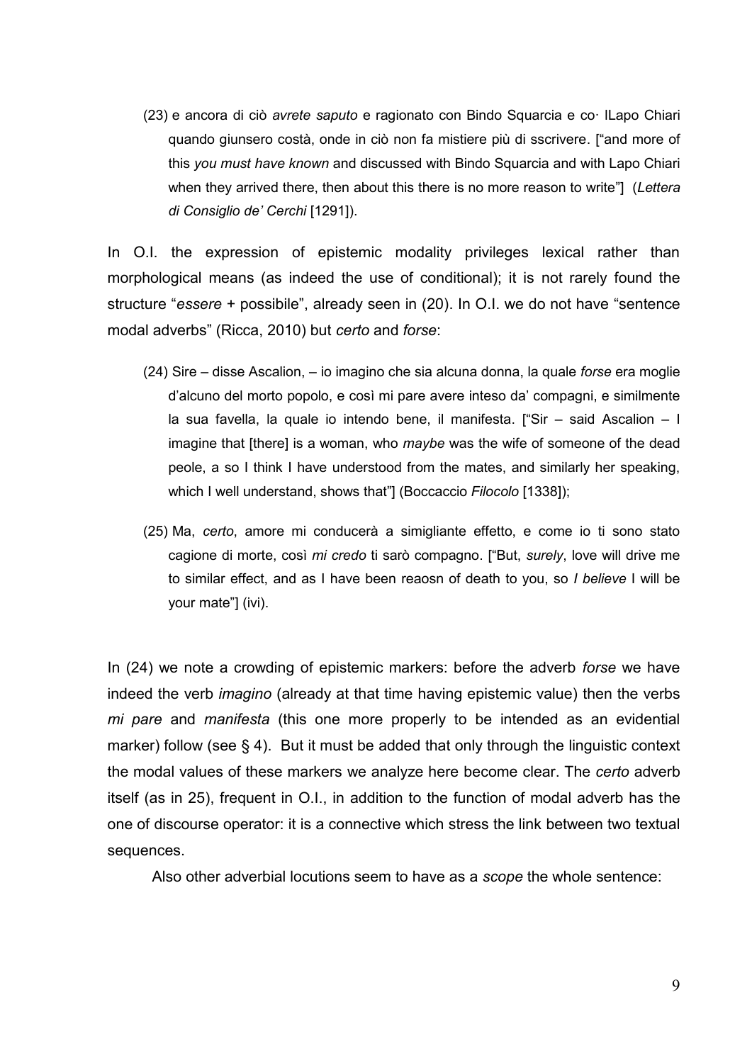(23) e ancora di ciò *avrete saputo* e ragionato con Bindo Squarcia e co· lLapo Chiari quando giunsero costà, onde in ciò non fa mistiere più di sscrivere. ["and more of this *you must have known* and discussed with Bindo Squarcia and with Lapo Chiari when they arrived there, then about this there is no more reason to write"] (*Lettera di Consiglio de' Cerchi* [1291]).

In O.I. the expression of epistemic modality privileges lexical rather than morphological means (as indeed the use of conditional); it is not rarely found the structure "*essere* + possibile", already seen in (20). In O.I. we do not have "sentence modal adverbs" (Ricca, 2010) but *certo* and *forse*:

(24) Sire – disse Ascalion, – io imagino che sia alcuna donna, la quale *forse* era moglie d'alcuno del morto popolo, e così mi pare avere inteso da' compagni, e similmente la sua favella, la quale io intendo bene, il manifesta. ["Sir – said Ascalion – I imagine that [there] is a woman, who *maybe* was the wife of someone of the dead peole, a so I think I have understood from the mates, and similarly her speaking, which I well understand, shows that"] (Boccaccio *Filocolo* [1338]);

(25) Ma, *certo*, amore mi conducerà a simigliante effetto, e come io ti sono stato cagione di morte, così *mi credo* ti sarò compagno. ["But, *surely*, love will drive me to similar effect, and as I have been reaosn of death to you, so *I believe* I will be your mate"] (ivi).

In (24) we note a crowding of epistemic markers: before the adverb *forse* we have indeed the verb *imagino* (already at that time having epistemic value) then the verbs *mi pare* and *manifesta* (this one more properly to be intended as an evidential marker) follow (see § 4). But it must be added that only through the linguistic context the modal values of these markers we analyze here become clear. The *certo* adverb itself (as in 25), frequent in O.I., in addition to the function of modal adverb has the one of discourse operator: it is a connective which stress the link between two textual sequences.

Also other adverbial locutions seem to have as a *scope* the whole sentence: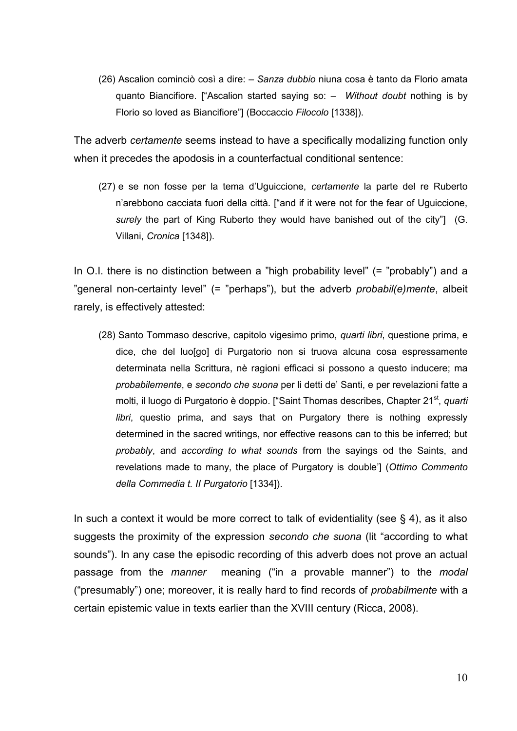(26) Ascalion cominciò così a dire: – *Sanza dubbio* niuna cosa è tanto da Florio amata quanto Biancifiore. ["Ascalion started saying so: – *Without doubt* nothing is by Florio so loved as Biancifiore"] (Boccaccio *Filocolo* [1338]).

The adverb *certamente* seems instead to have a specifically modalizing function only when it precedes the apodosis in a counterfactual conditional sentence:

(27) e se non fosse per la tema d'Uguiccione, *certamente* la parte del re Ruberto n'arebbono cacciata fuori della città. ["and if it were not for the fear of Uguiccione, *surely* the part of King Ruberto they would have banished out of the city"] (G. Villani, *Cronica* [1348]).

In O.I. there is no distinction between a "high probability level" (= "probably") and a "general non-certainty level" (= "perhaps"), but the adverb *probabil(e)mente*, albeit rarely, is effectively attested:

(28) Santo Tommaso descrive, capitolo vigesimo primo, *quarti libri*, questione prima, e dice, che del luo[go] di Purgatorio non si truova alcuna cosa espressamente determinata nella Scrittura, nè ragioni efficaci si possono a questo inducere; ma *probabilemente*, e *secondo che suona* per li detti de' Santi, e per revelazioni fatte a molti, il luogo di Purgatorio è doppio. ["Saint Thomas describes, Chapter 21st, *quarti libri*, questio prima, and says that on Purgatory there is nothing expressly determined in the sacred writings, nor effective reasons can to this be inferred; but *probably*, and *according to what sounds* from the sayings od the Saints, and revelations made to many, the place of Purgatory is double'] (*Ottimo Commento della Commedia t. II Purgatorio* [1334]).

In such a context it would be more correct to talk of evidentiality (see § 4), as it also suggests the proximity of the expression *secondo che suona* (lit "according to what sounds"). In any case the episodic recording of this adverb does not prove an actual passage from the *manner* meaning ("in a provable manner") to the *modal* ("presumably") one; moreover, it is really hard to find records of *probabilmente* with a certain epistemic value in texts earlier than the XVIII century (Ricca, 2008).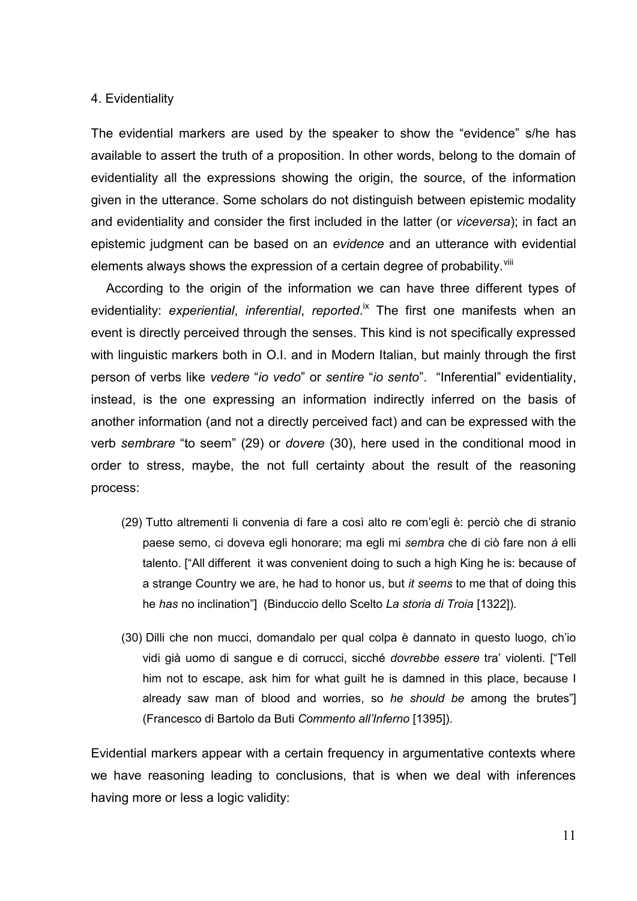## 4. Evidentiality

The evidential markers are used by the speaker to show the "evidence" s/he has available to assert the truth of a proposition. In other words, belong to the domain of evidentiality all the expressions showing the origin, the source, of the information given in the utterance. Some scholars do not distinguish between epistemic modality and evidentiality and consider the first included in the latter (or *viceversa*); in fact an epistemic judgment can be based on an *evidence* and an utterance with evidential elements always shows the expression of a certain degree of probability.[viii]

According to the origin of the information we can have three different types of evidentiality: *experiential*, *inferential*, *reported*.[ix] The first one manifests when an event is directly perceived through the senses. This kind is not specifically expressed with linguistic markers both in O.I. and in Modern Italian, but mainly through the first person of verbs like *vedere* "*io vedo*" or *sentire* "*io sento*". "Inferential" evidentiality, instead, is the one expressing an information indirectly inferred on the basis of another information (and not a directly perceived fact) and can be expressed with the verb *sembrare* "to seem" (29) or *dovere* (30), here used in the conditional mood in order to stress, maybe, the not full certainty about the result of the reasoning process:

(29) Tutto altrementi li convenia di fare a così alto re com'egli è: perciò che di stranio paese semo, ci doveva egli honorare; ma egli mi *sembra* che di ciò fare non *à* elli talento. ["All different it was convenient doing to such a high King he is: because of a strange Country we are, he had to honor us, but *it seems* to me that of doing this he *has* no inclination"] (Binduccio dello Scelto *La storia di Troia* [1322]).

(30) Dilli che non mucci, domandalo per qual colpa è dannato in questo luogo, ch'io vidi già uomo di sangue e di corrucci, sicché *dovrebbe essere* tra' violenti. ["Tell him not to escape, ask him for what guilt he is damned in this place, because I already saw man of blood and worries, so *he should be* among the brutes"] (Francesco di Bartolo da Buti *Commento all'Inferno* [1395]).

Evidential markers appear with a certain frequency in argumentative contexts where we have reasoning leading to conclusions, that is when we deal with inferences having more or less a logic validity: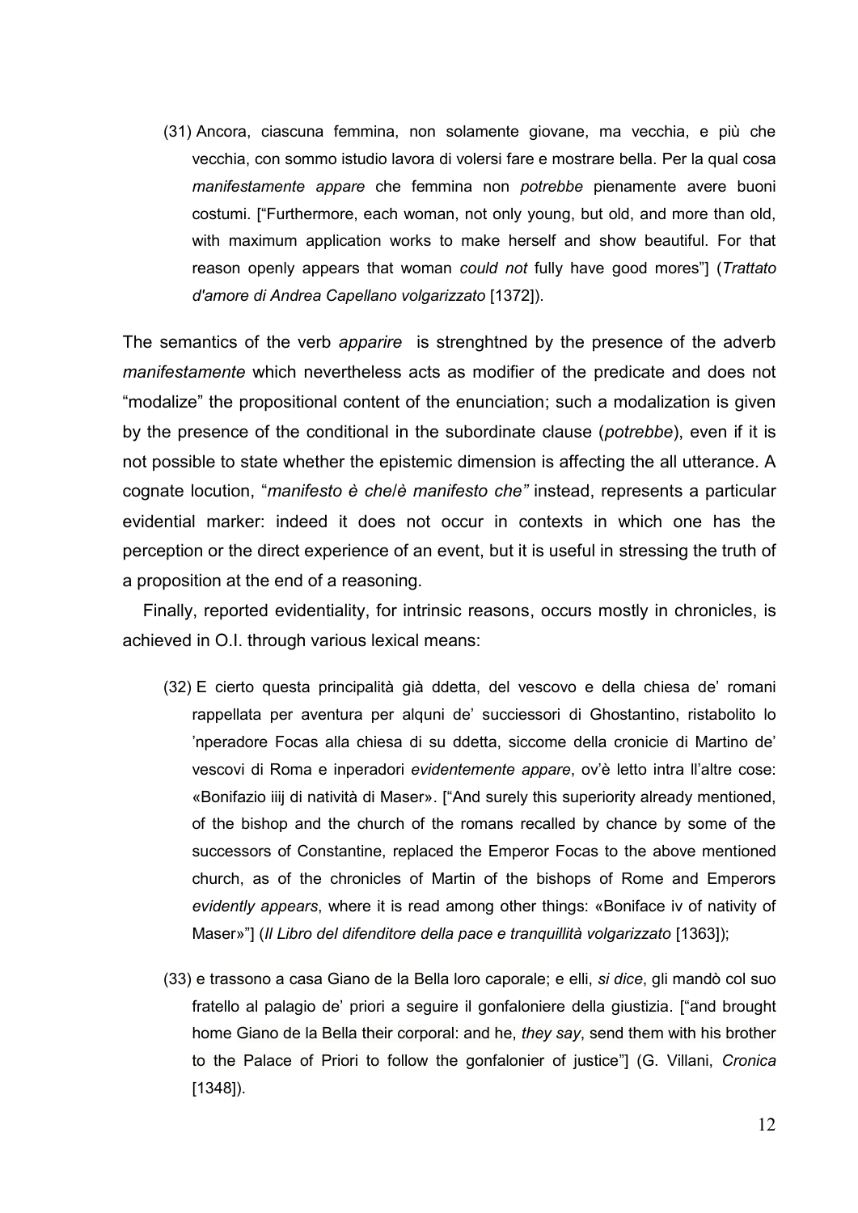(31) Ancora, ciascuna femmina, non solamente giovane, ma vecchia, e più che vecchia, con sommo istudio lavora di volersi fare e mostrare bella. Per la qual cosa *manifestamente appare* che femmina non *potrebbe* pienamente avere buoni costumi. ["Furthermore, each woman, not only young, but old, and more than old, with maximum application works to make herself and show beautiful. For that reason openly appears that woman *could not* fully have good mores"] (*Trattato d'amore di Andrea Capellano volgarizzato* [1372]).

The semantics of the verb *apparire* is strenghtned by the presence of the adverb *manifestamente* which nevertheless acts as modifier of the predicate and does not "modalize" the propositional content of the enunciation; such a modalization is given by the presence of the conditional in the subordinate clause (*potrebbe*), even if it is not possible to state whether the epistemic dimension is affecting the all utterance. A cognate locution, "*manifesto è che*/*è manifesto che"* instead, represents a particular evidential marker: indeed it does not occur in contexts in which one has the perception or the direct experience of an event, but it is useful in stressing the truth of a proposition at the end of a reasoning.

Finally, reported evidentiality, for intrinsic reasons, occurs mostly in chronicles, is achieved in O.I. through various lexical means:

(32) E cierto questa principalità già ddetta, del vescovo e della chiesa de' romani rappellata per aventura per alquni de' succiessori di Ghostantino, ristabolito lo 'nperadore Focas alla chiesa di su ddetta, siccome della cronicie di Martino de' vescovi di Roma e inperadori *evidentemente appare*, ov'è letto intra ll'altre cose: «Bonifazio iiij di natività di Maser». ["And surely this superiority already mentioned, of the bishop and the church of the romans recalled by chance by some of the successors of Constantine, replaced the Emperor Focas to the above mentioned church, as of the chronicles of Martin of the bishops of Rome and Emperors *evidently appears*, where it is read among other things: «Boniface iv of nativity of Maser»"] (*Il Libro del difenditore della pace e tranquillità volgarizzato* [1363]);

(33) e trassono a casa Giano de la Bella loro caporale; e elli, *si dice*, gli mandò col suo fratello al palagio de' priori a seguire il gonfaloniere della giustizia. ["and brought home Giano de la Bella their corporal: and he, *they say*, send them with his brother to the Palace of Priori to follow the gonfalonier of justice"] (G. Villani, *Cronica* [1348]).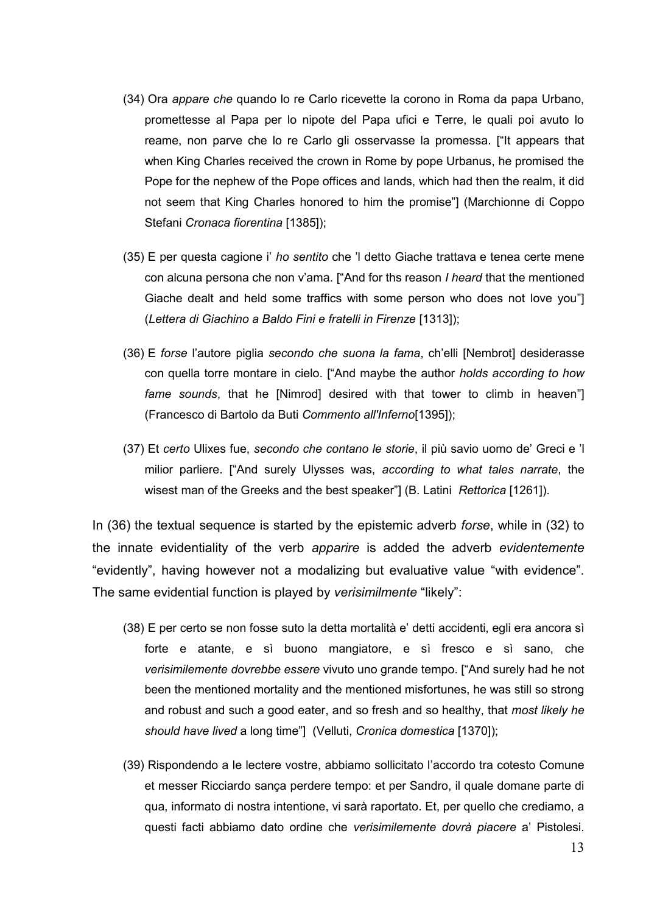(34) Ora *appare che* quando lo re Carlo ricevette la corono in Roma da papa Urbano, promettesse al Papa per lo nipote del Papa ufici e Terre, le quali poi avuto lo reame, non parve che lo re Carlo gli osservasse la promessa. ["It appears that when King Charles received the crown in Rome by pope Urbanus, he promised the Pope for the nephew of the Pope offices and lands, which had then the realm, it did not seem that King Charles honored to him the promise"] (Marchionne di Coppo Stefani *Cronaca fiorentina* [1385]);

(35) E per questa cagione i' *ho sentito* che 'l detto Giache trattava e tenea certe mene con alcuna persona che non v'ama. ["And for ths reason *I heard* that the mentioned Giache dealt and held some traffics with some person who does not love you"] (*Lettera di Giachino a Baldo Fini e fratelli in Firenze* [1313]);

(36) E *forse* l'autore piglia *secondo che suona la fama*, ch'elli [Nembrot] desiderasse con quella torre montare in cielo. ["And maybe the author *holds according to how fame sounds*, that he [Nimrod] desired with that tower to climb in heaven"] (Francesco di Bartolo da Buti *Commento all'Inferno*[1395]);

(37) Et *certo* Ulixes fue, *secondo che contano le storie*, il più savio uomo de' Greci e 'l milior parliere. ["And surely Ulysses was, *according to what tales narrate*, the wisest man of the Greeks and the best speaker"] (B. Latini *Rettorica* [1261]).

In (36) the textual sequence is started by the epistemic adverb *forse*, while in (32) to the innate evidentiality of the verb *apparire* is added the adverb *evidentemente* "evidently", having however not a modalizing but evaluative value "with evidence". The same evidential function is played by *verisimilmente* "likely":

(38) E per certo se non fosse suto la detta mortalità e' detti accidenti, egli era ancora sì forte e atante, e sì buono mangiatore, e sì fresco e sì sano, che *verisimilemente dovrebbe essere* vivuto uno grande tempo. ["And surely had he not been the mentioned mortality and the mentioned misfortunes, he was still so strong and robust and such a good eater, and so fresh and so healthy, that *most likely he should have lived* a long time"] (Velluti, *Cronica domestica* [1370]);

(39) Rispondendo a le lectere vostre, abbiamo sollicitato l'accordo tra cotesto Comune et messer Ricciardo sança perdere tempo: et per Sandro, il quale domane parte di qua, informato di nostra intentione, vi sarà raportato. Et, per quello che crediamo, a questi facti abbiamo dato ordine che *verisimilemente dovrà piacere* a' Pistolesi.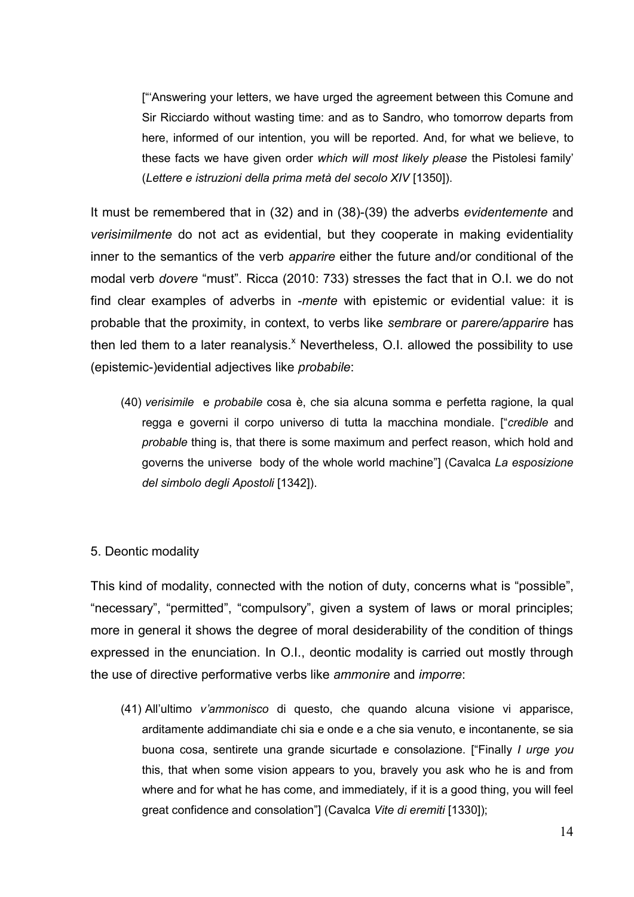["'Answering your letters, we have urged the agreement between this Comune and Sir Ricciardo without wasting time: and as to Sandro, who tomorrow departs from here, informed of our intention, you will be reported. And, for what we believe, to these facts we have given order *which will most likely please* the Pistolesi family' (*Lettere e istruzioni della prima metà del secolo XIV* [1350]).

It must be remembered that in (32) and in (38)-(39) the adverbs *evidentemente* and *verisimilmente* do not act as evidential, but they cooperate in making evidentiality inner to the semantics of the verb *apparire* either the future and/or conditional of the modal verb *dovere* "must". Ricca (2010: 733) stresses the fact that in O.I. we do not find clear examples of adverbs in *-mente* with epistemic or evidential value: it is probable that the proximity, in context, to verbs like *sembrare* or *parere/apparire* has then led them to a later reanalysis.[x] Nevertheless, O.I. allowed the possibility to use (epistemic-)evidential adjectives like *probabile*:

(40) *verisimile* e *probabile* cosa è, che sia alcuna somma e perfetta ragione, la qual regga e governi il corpo universo di tutta la macchina mondiale. ["*credible* and *probable* thing is, that there is some maximum and perfect reason, which hold and governs the universe body of the whole world machine"] (Cavalca *La esposizione del simbolo degli Apostoli* [1342]).

## 5. Deontic modality

This kind of modality, connected with the notion of duty, concerns what is "possible", "necessary", "permitted", "compulsory", given a system of laws or moral principles; more in general it shows the degree of moral desiderability of the condition of things expressed in the enunciation. In O.I., deontic modality is carried out mostly through the use of directive performative verbs like *ammonire* and *imporre*:

(41) All'ultimo *v'ammonisco* di questo, che quando alcuna visione vi apparisce, arditamente addimandiate chi sia e onde e a che sia venuto, e incontanente, se sia buona cosa, sentirete una grande sicurtade e consolazione. ["Finally *I urge you* this, that when some vision appears to you, bravely you ask who he is and from where and for what he has come, and immediately, if it is a good thing, you will feel great confidence and consolation"] (Cavalca *Vite di eremiti* [1330]);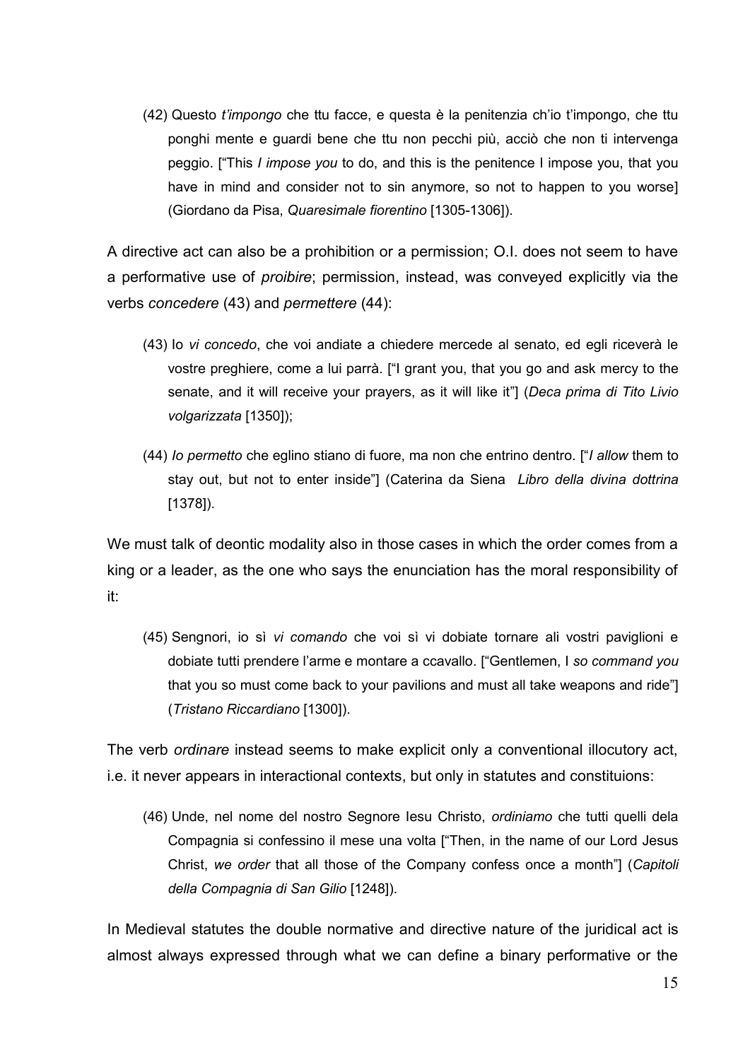(42) Questo *t'impongo* che ttu facce, e questa è la penitenzia ch'io t'impongo, che ttu ponghi mente e guardi bene che ttu non pecchi più, acciò che non ti intervenga peggio. ["This *I impose you* to do, and this is the penitence I impose you, that you have in mind and consider not to sin anymore, so not to happen to you worse] (Giordano da Pisa, *Quaresimale fiorentino* [1305-1306]).

A directive act can also be a prohibition or a permission; O.I. does not seem to have a performative use of *proibire*; permission, instead, was conveyed explicitly via the verbs *concedere* (43) and *permettere* (44):

(43) Io *vi concedo*, che voi andiate a chiedere mercede al senato, ed egli riceverà le vostre preghiere, come a lui parrà. ["I grant you, that you go and ask mercy to the senate, and it will receive your prayers, as it will like it"] (*Deca prima di Tito Livio volgarizzata* [1350]);

(44) *Io permetto* che eglino stiano di fuore, ma non che entrino dentro. ["*I allow* them to stay out, but not to enter inside"] (Caterina da Siena *Libro della divina dottrina* [1378]).

We must talk of deontic modality also in those cases in which the order comes from a king or a leader, as the one who says the enunciation has the moral responsibility of it:

(45) Sengnori, io sì *vi comando* che voi sì vi dobiate tornare ali vostri paviglioni e dobiate tutti prendere l'arme e montare a ccavallo. ["Gentlemen, I *so command you* that you so must come back to your pavilions and must all take weapons and ride"] (*Tristano Riccardiano* [1300]).

The verb *ordinare* instead seems to make explicit only a conventional illocutory act, i.e. it never appears in interactional contexts, but only in statutes and constituions:

(46) Unde, nel nome del nostro Segnore Iesu Christo, *ordiniamo* che tutti quelli dela Compagnia si confessino il mese una volta ["Then, in the name of our Lord Jesus Christ, *we order* that all those of the Company confess once a month"] (*Capitoli della Compagnia di San Gilio* [1248]).

In Medieval statutes the double normative and directive nature of the juridical act is almost always expressed through what we can define a binary performative or the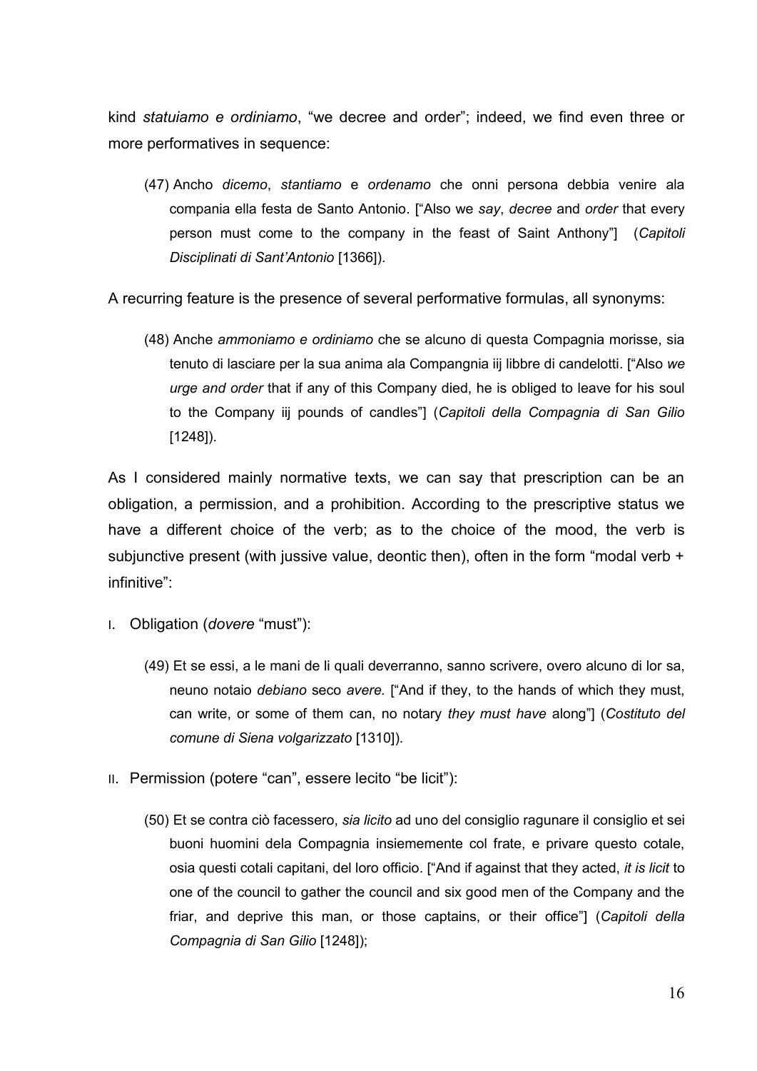kind *statuiamo e ordiniamo*, "we decree and order"; indeed, we find even three or more performatives in sequence:

(47) Ancho *dicemo*, *stantiamo* e *ordenamo* che onni persona debbia venire ala compania ella festa de Santo Antonio. ["Also we *say*, *decree* and *order* that every person must come to the company in the feast of Saint Anthony"] (*Capitoli Disciplinati di Sant'Antonio* [1366]).

A recurring feature is the presence of several performative formulas, all synonyms:

(48) Anche *ammoniamo e ordiniamo* che se alcuno di questa Compagnia morisse, sia tenuto di lasciare per la sua anima ala Compangnia iij libbre di candelotti. ["Also *we urge and order* that if any of this Company died, he is obliged to leave for his soul to the Company iij pounds of candles"] (*Capitoli della Compagnia di San Gilio* [1248]).

As I considered mainly normative texts, we can say that prescription can be an obligation, a permission, and a prohibition. According to the prescriptive status we have a different choice of the verb; as to the choice of the mood, the verb is subjunctive present (with jussive value, deontic then), often in the form "modal verb + infinitive":

I. Obligation (*dovere* "must"):

(49) Et se essi, a le mani de li quali deverranno, sanno scrivere, overo alcuno di lor sa, neuno notaio *debiano* seco *avere.* ["And if they, to the hands of which they must, can write, or some of them can, no notary *they must have* along"] (*Costituto del comune di Siena volgarizzato* [1310]).

II. Permission (potere "can", essere lecito "be licit"):

(50) Et se contra ciò facessero, *sia licito* ad uno del consiglio ragunare il consiglio et sei buoni huomini dela Compagnia insiemememente col frate, e privare questo cotale, osia questi cotali capitani, del loro officio. ["And if against that they acted, *it is licit* to one of the council to gather the council and six good men of the Company and the friar, and deprive this man, or those captains, or their office"] (*Capitoli della Compagnia di San Gilio* [1248]);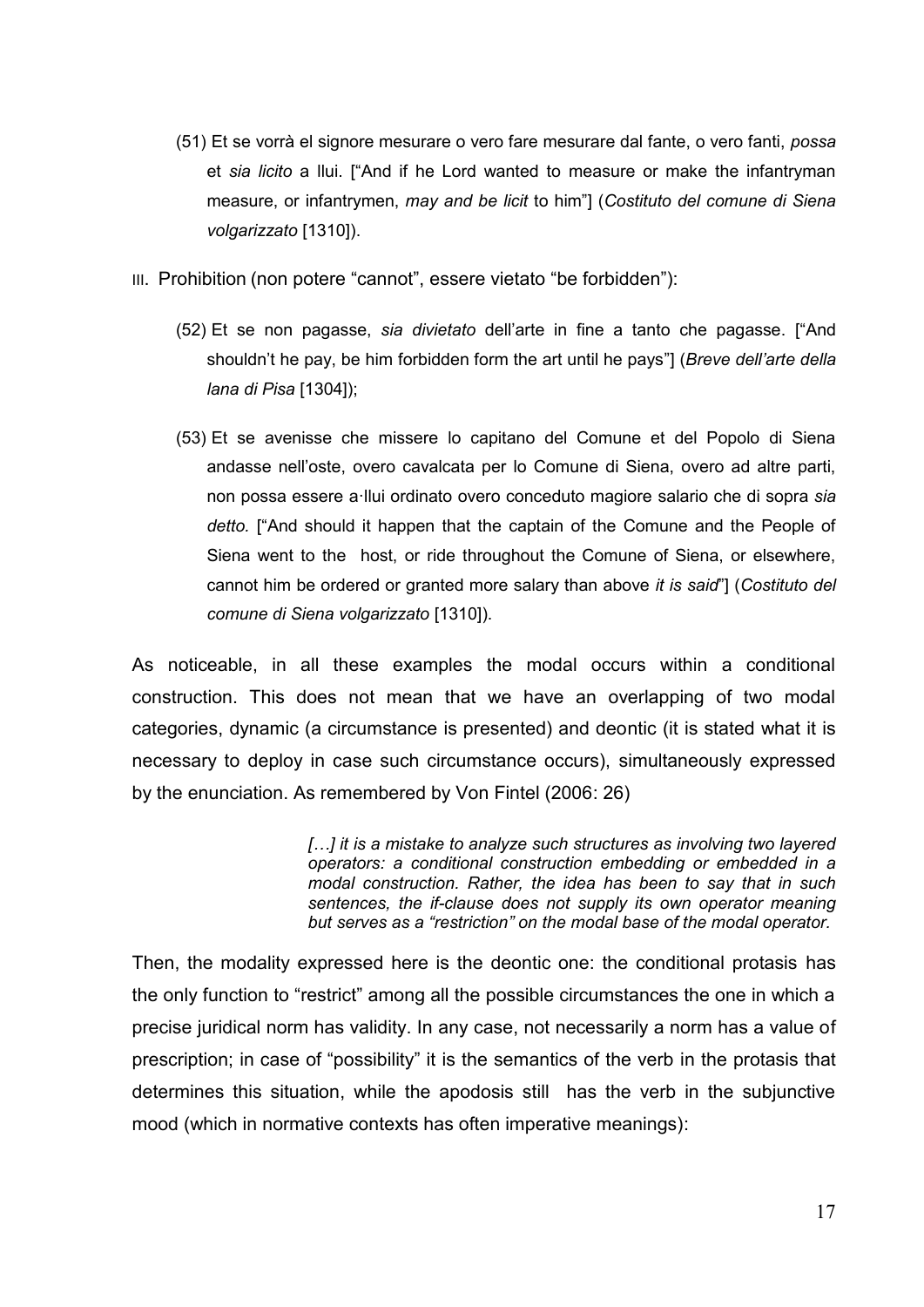(51) Et se vorrà el signore mesurare o vero fare mesurare dal fante, o vero fanti, *possa* et *sia licito* a llui. ["And if he Lord wanted to measure or make the infantryman measure, or infantrymen, *may and be licit* to him"] (*Costituto del comune di Siena volgarizzato* [1310]).

III. Prohibition (non potere "cannot", essere vietato "be forbidden"):

(52) Et se non pagasse, *sia divietato* dell'arte in fine a tanto che pagasse. ["And shouldn't he pay, be him forbidden form the art until he pays"] (*Breve dell'arte della lana di Pisa* [1304]);

(53) Et se avenisse che missere lo capitano del Comune et del Popolo di Siena andasse nell'oste, overo cavalcata per lo Comune di Siena, overo ad altre parti, non possa essere a·llui ordinato overo conceduto magiore salario che di sopra *sia detto.* ["And should it happen that the captain of the Comune and the People of Siena went to the host, or ride throughout the Comune of Siena, or elsewhere, cannot him be ordered or granted more salary than above *it is said*"] (*Costituto del comune di Siena volgarizzato* [1310]).

As noticeable, in all these examples the modal occurs within a conditional construction. This does not mean that we have an overlapping of two modal categories, dynamic (a circumstance is presented) and deontic (it is stated what it is necessary to deploy in case such circumstance occurs), simultaneously expressed by the enunciation. As remembered by Von Fintel (2006: 26)

> *[…] it is a mistake to analyze such structures as involving two layered operators: a conditional construction embedding or embedded in a modal construction. Rather, the idea has been to say that in such sentences, the if-clause does not supply its own operator meaning but serves as a "restriction" on the modal base of the modal operator.*

Then, the modality expressed here is the deontic one: the conditional protasis has the only function to "restrict" among all the possible circumstances the one in which a precise juridical norm has validity. In any case, not necessarily a norm has a value of prescription; in case of "possibility" it is the semantics of the verb in the protasis that determines this situation, while the apodosis still has the verb in the subjunctive mood (which in normative contexts has often imperative meanings):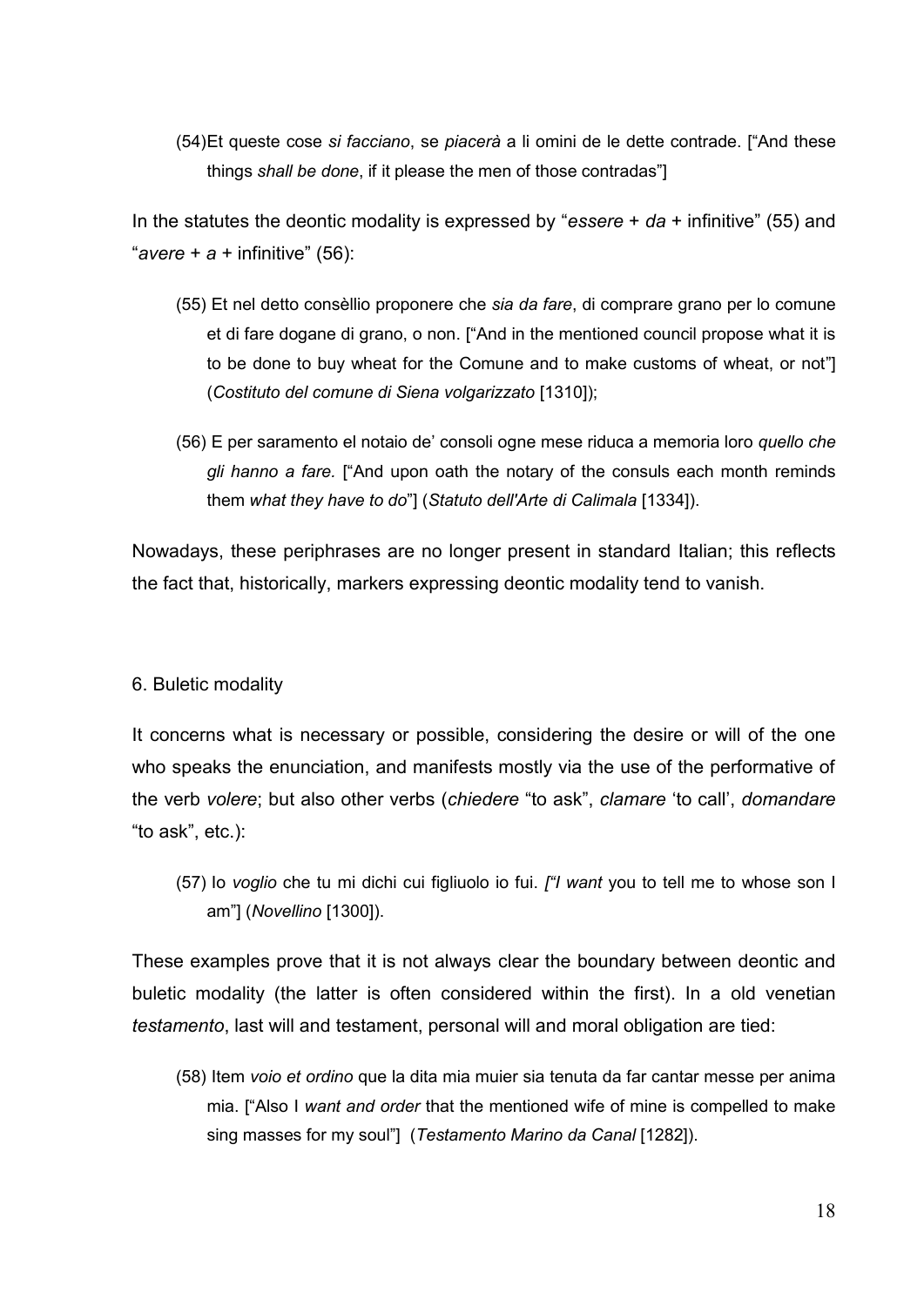(54) Et queste cose *si facciano*, se *piacerà* a li omini de le dette contrade. ["And these things *shall be done*, if it please the men of those contradas"]

In the statutes the deontic modality is expressed by "*essere* + *da* + infinitive" (55) and "*avere* + *a* + infinitive" (56):

(55) Et nel detto consèllio proponere che *sia da fare*, di comprare grano per lo comune et di fare dogane di grano, o non. ["And in the mentioned council propose what it is to be done to buy wheat for the Comune and to make customs of wheat, or not"] (*Costituto del comune di Siena volgarizzato* [1310]);

(56) E per saramento el notaio de' consoli ogne mese riduca a memoria loro *quello che gli hanno a fare.* ["And upon oath the notary of the consuls each month reminds them *what they have to do*"] (*Statuto dell'Arte di Calimala* [1334]).

Nowadays, these periphrases are no longer present in standard Italian; this reflects the fact that, historically, markers expressing deontic modality tend to vanish.

## 6. Buletic modality

It concerns what is necessary or possible, considering the desire or will of the one who speaks the enunciation, and manifests mostly via the use of the performative of the verb *volere*; but also other verbs (*chiedere* "to ask", *clamare* 'to call', *domandare* "to ask", etc.):

(57) Io *voglio* che tu mi dichi cui figliuolo io fui. *["I want* you to tell me to whose son I am"] (*Novellino* [1300]).

These examples prove that it is not always clear the boundary between deontic and buletic modality (the latter is often considered within the first). In a old venetian *testamento*, last will and testament, personal will and moral obligation are tied:

(58) Item *voio et ordino* que la dita mia muier sia tenuta da far cantar messe per anima mia. ["Also I *want and order* that the mentioned wife of mine is compelled to make sing masses for my soul"] (*Testamento Marino da Canal* [1282]).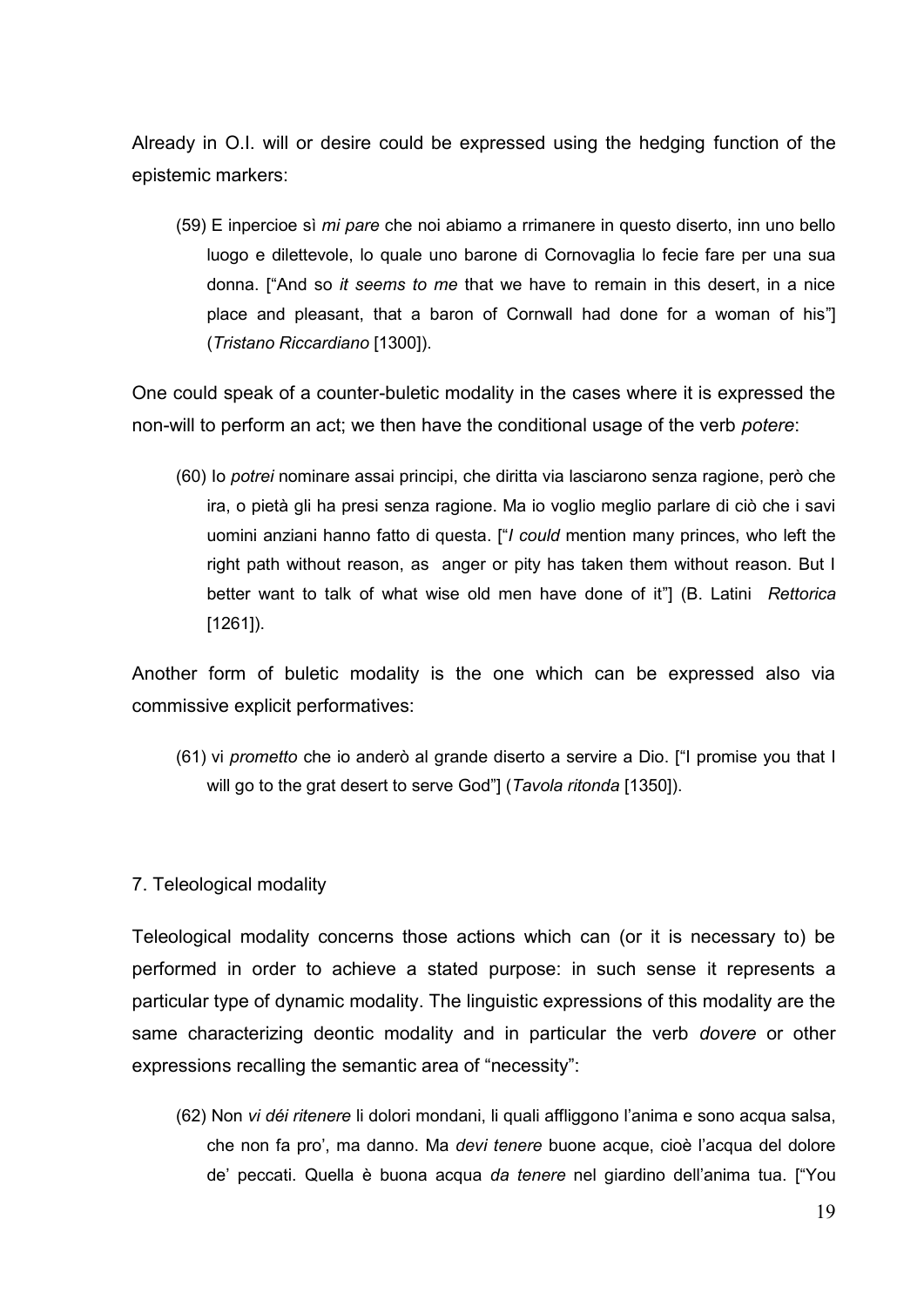Already in O.I. will or desire could be expressed using the hedging function of the epistemic markers:

(59) E inpercioe sì *mi pare* che noi abiamo a rrimanere in questo diserto, inn uno bello luogo e dilettevole, lo quale uno barone di Cornovaglia lo fecie fare per una sua donna. ["And so *it seems to me* that we have to remain in this desert, in a nice place and pleasant, that a baron of Cornwall had done for a woman of his"] (*Tristano Riccardiano* [1300]).

One could speak of a counter-buletic modality in the cases where it is expressed the non-will to perform an act; we then have the conditional usage of the verb *potere*:

(60) Io *potrei* nominare assai principi, che diritta via lasciarono senza ragione, però che ira, o pietà gli ha presi senza ragione. Ma io voglio meglio parlare di ciò che i savi uomini anziani hanno fatto di questa. ["*I could* mention many princes, who left the right path without reason, as anger or pity has taken them without reason. But I better want to talk of what wise old men have done of it"] (B. Latini *Rettorica* [1261]).

Another form of buletic modality is the one which can be expressed also via commissive explicit performatives:

(61) vi *prometto* che io anderò al grande diserto a servire a Dio. ["I promise you that I will go to the grat desert to serve God"] (*Tavola ritonda* [1350]).

## 7. Teleological modality

Teleological modality concerns those actions which can (or it is necessary to) be performed in order to achieve a stated purpose: in such sense it represents a particular type of dynamic modality. The linguistic expressions of this modality are the same characterizing deontic modality and in particular the verb *dovere* or other expressions recalling the semantic area of "necessity":

(62) Non *vi déi ritenere* li dolori mondani, li quali affliggono l'anima e sono acqua salsa, che non fa pro', ma danno. Ma *devi tenere* buone acque, cioè l'acqua del dolore de' peccati. Quella è buona acqua *da tenere* nel giardino dell'anima tua. ["You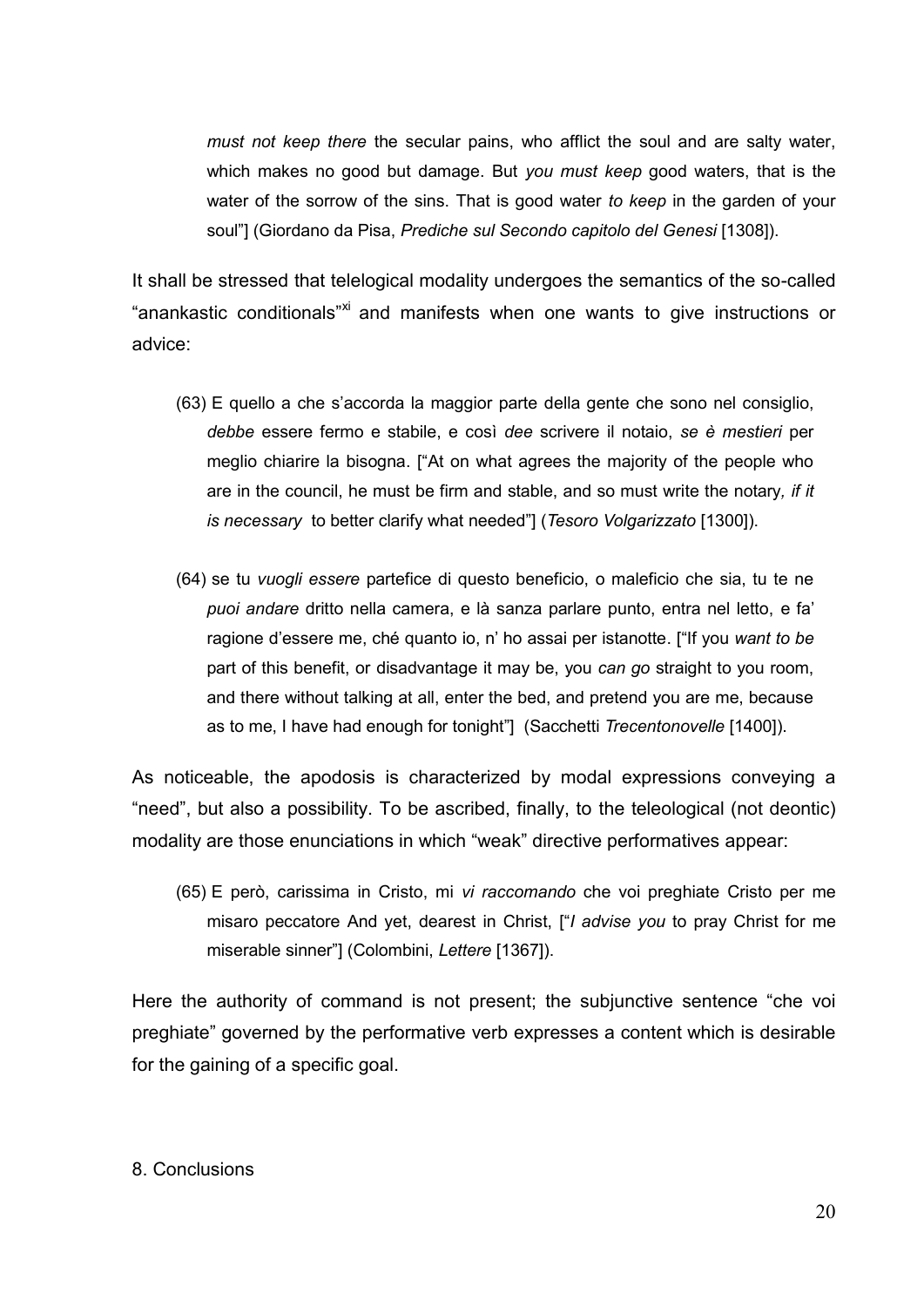*must not keep there* the secular pains, who afflict the soul and are salty water, which makes no good but damage. But *you must keep* good waters, that is the water of the sorrow of the sins. That is good water *to keep* in the garden of your soul"] (Giordano da Pisa, *Prediche sul Secondo capitolo del Genesi* [1308]).

It shall be stressed that telelogical modality undergoes the semantics of the so-called "anankastic conditionals"[xi] and manifests when one wants to give instructions or advice:

(63) E quello a che s'accorda la maggior parte della gente che sono nel consiglio, *debbe* essere fermo e stabile, e così *dee* scrivere il notaio, *se è mestieri* per meglio chiarire la bisogna. ["At on what agrees the majority of the people who are in the council, he must be firm and stable, and so must write the notary*, if it is necessary* to better clarify what needed"] (*Tesoro Volgarizzato* [1300]).

(64) se tu *vuogli essere* partefice di questo beneficio, o maleficio che sia, tu te ne *puoi andare* dritto nella camera, e là sanza parlare punto, entra nel letto, e fa' ragione d'essere me, ché quanto io, n' ho assai per istanotte. ["If you *want to be* part of this benefit, or disadvantage it may be, you *can go* straight to you room, and there without talking at all, enter the bed, and pretend you are me, because as to me, I have had enough for tonight"] (Sacchetti *Trecentonovelle* [1400]).

As noticeable, the apodosis is characterized by modal expressions conveying a "need", but also a possibility. To be ascribed, finally, to the teleological (not deontic) modality are those enunciations in which "weak" directive performatives appear:

(65) E però, carissima in Cristo, mi *vi raccomando* che voi preghiate Cristo per me misaro peccatore And yet, dearest in Christ, ["*I advise you* to pray Christ for me miserable sinner"] (Colombini, *Lettere* [1367]).

Here the authority of command is not present; the subjunctive sentence "che voi preghiate" governed by the performative verb expresses a content which is desirable for the gaining of a specific goal.

## 8. Conclusions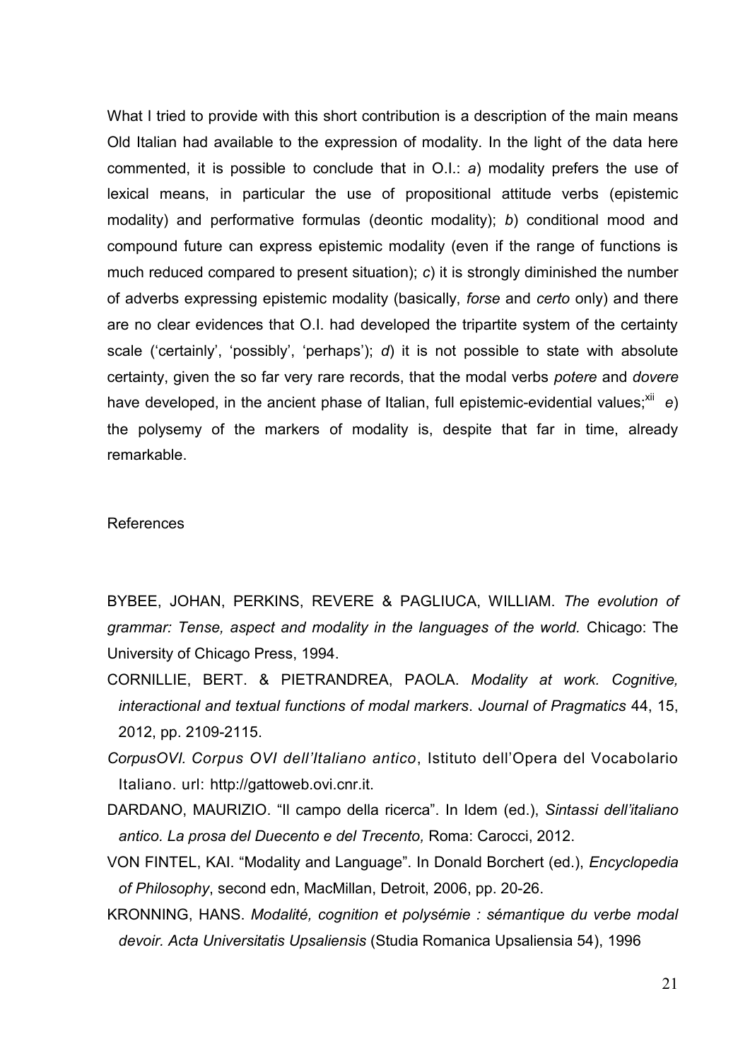What I tried to provide with this short contribution is a description of the main means Old Italian had available to the expression of modality. In the light of the data here commented, it is possible to conclude that in O.I.: *a*) modality prefers the use of lexical means, in particular the use of propositional attitude verbs (epistemic modality) and performative formulas (deontic modality); *b*) conditional mood and compound future can express epistemic modality (even if the range of functions is much reduced compared to present situation); *c*) it is strongly diminished the number of adverbs expressing epistemic modality (basically, *forse* and *certo* only) and there are no clear evidences that O.I. had developed the tripartite system of the certainty scale ('certainly', 'possibly', 'perhaps'); *d*) it is not possible to state with absolute certainty, given the so far very rare records, that the modal verbs *potere* and *dovere* have developed, in the ancient phase of Italian, full epistemic-evidential values;[xii] *e*) the polysemy of the markers of modality is, despite that far in time, already remarkable.

References

BYBEE, JOHAN, PERKINS, REVERE & PAGLIUCA, WILLIAM. *The evolution of grammar: Tense, aspect and modality in the languages of the world.* Chicago: The University of Chicago Press, 1994.

CORNILLIE, BERT. & PIETRANDREA, PAOLA. *Modality at work. Cognitive, interactional and textual functions of modal markers*. *Journal of Pragmatics* 44, 15, 2012, pp. 2109-2115.

*CorpusOVI. Corpus OVI dell'Italiano antico*, Istituto dell'Opera del Vocabolario Italiano. url: http://gattoweb.ovi.cnr.it.

DARDANO, MAURIZIO. "Il campo della ricerca". In Idem (ed.), *Sintassi dell'italiano antico. La prosa del Duecento e del Trecento,* Roma: Carocci, 2012.

VON FINTEL, KAI. "Modality and Language". In Donald Borchert (ed.), *Encyclopedia of Philosophy*, second edn, MacMillan, Detroit, 2006, pp. 20-26.

KRONNING, HANS. *Modalité, cognition et polysémie : sémantique du verbe modal devoir. Acta Universitatis Upsaliensis* (Studia Romanica Upsaliensia 54), 1996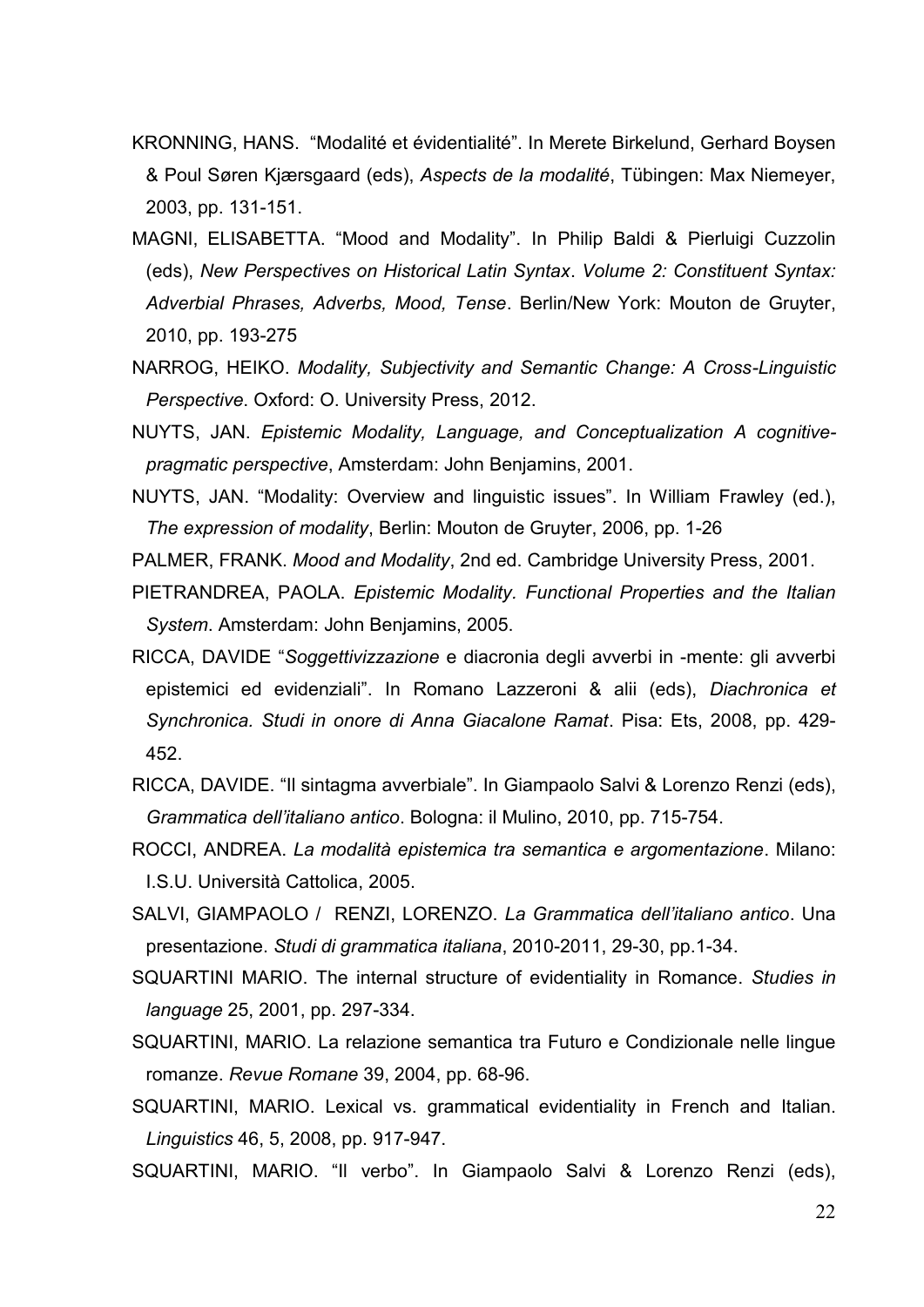KRONNING, HANS. "Modalité et évidentialité". In Merete Birkelund, Gerhard Boysen & Poul Søren Kjærsgaard (eds), *Aspects de la modalité*, Tübingen: Max Niemeyer, 2003, pp. 131-151.

MAGNI, ELISABETTA. "Mood and Modality". In Philip Baldi & Pierluigi Cuzzolin (eds), *New Perspectives on Historical Latin Syntax*. *Volume 2: Constituent Syntax: Adverbial Phrases, Adverbs, Mood, Tense*. Berlin/New York: Mouton de Gruyter, 2010, pp. 193-275

NARROG, HEIKO. *Modality, Subjectivity and Semantic Change: A Cross-Linguistic Perspective*. Oxford: O. University Press, 2012.

NUYTS, JAN. *Epistemic Modality, Language, and Conceptualization A cognitive-pragmatic perspective*, Amsterdam: John Benjamins, 2001.

NUYTS, JAN. "Modality: Overview and linguistic issues". In William Frawley (ed.), *The expression of modality*, Berlin: Mouton de Gruyter, 2006, pp. 1-26

PALMER, FRANK. *Mood and Modality*, 2nd ed. Cambridge University Press, 2001.

PIETRANDREA, PAOLA. *Epistemic Modality. Functional Properties and the Italian System*. Amsterdam: John Benjamins, 2005.

RICCA, DAVIDE "*Soggettivizzazione* e diacronia degli avverbi in -mente: gli avverbi epistemici ed evidenziali". In Romano Lazzeroni & alii (eds), *Diachronica et Synchronica. Studi in onore di Anna Giacalone Ramat*. Pisa: Ets, 2008, pp. 429-452.

RICCA, DAVIDE. "Il sintagma avverbiale". In Giampaolo Salvi & Lorenzo Renzi (eds), *Grammatica dell'italiano antico*. Bologna: il Mulino, 2010, pp. 715-754.

ROCCI, ANDREA. *La modalità epistemica tra semantica e argomentazione*. Milano: I.S.U. Università Cattolica, 2005.

SALVI, GIAMPAOLO / RENZI, LORENZO. *La Grammatica dell'italiano antico*. Una presentazione. *Studi di grammatica italiana*, 2010-2011, 29-30, pp.1-34.

SQUARTINI MARIO. The internal structure of evidentiality in Romance. *Studies in language* 25, 2001, pp. 297-334.

SQUARTINI, MARIO. La relazione semantica tra Futuro e Condizionale nelle lingue romanze. *Revue Romane* 39, 2004, pp. 68-96.

SQUARTINI, MARIO. Lexical vs. grammatical evidentiality in French and Italian. *Linguistics* 46, 5, 2008, pp. 917-947.

SQUARTINI, MARIO. "Il verbo". In Giampaolo Salvi & Lorenzo Renzi (eds),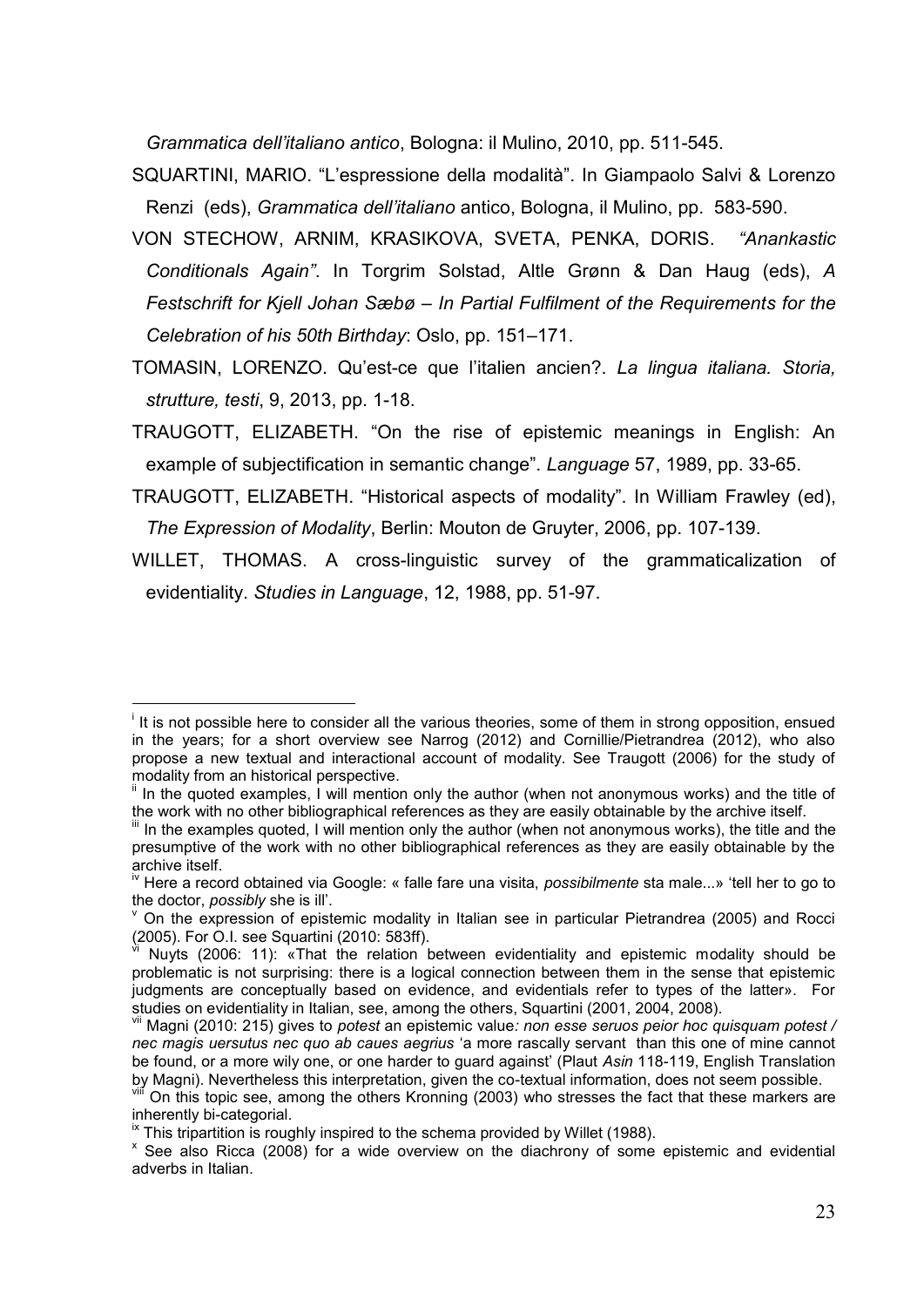*Grammatica dell'italiano antico*, Bologna: il Mulino, 2010, pp. 511-545.

SQUARTINI, MARIO. "L'espressione della modalità". In Giampaolo Salvi & Lorenzo Renzi (eds), *Grammatica dell'italiano* antico, Bologna, il Mulino, pp. 583-590.

VON STECHOW, ARNIM, KRASIKOVA, SVETA, PENKA, DORIS. *"Anankastic Conditionals Again"*. In Torgrim Solstad, Altle Grønn & Dan Haug (eds), *A Festschrift for Kjell Johan Sæbø – In Partial Fulfilment of the Requirements for the Celebration of his 50th Birthday*: Oslo, pp. 151–171.

TOMASIN, LORENZO. Qu'est-ce que l'italien ancien?. *La lingua italiana. Storia, strutture, testi*, 9, 2013, pp. 1-18.

TRAUGOTT, ELIZABETH. "On the rise of epistemic meanings in English: An example of subjectification in semantic change". *Language* 57, 1989, pp. 33-65.

TRAUGOTT, ELIZABETH. "Historical aspects of modality". In William Frawley (ed), *The Expression of Modality*, Berlin: Mouton de Gruyter, 2006, pp. 107-139.

WILLET, THOMAS. A cross-linguistic survey of the grammaticalization of evidentiality. *Studies in Language*, 12, 1988, pp. 51-97.

---

[i] It is not possible here to consider all the various theories, some of them in strong opposition, ensued in the years; for a short overview see Narrog (2012) and Cornillie/Pietrandrea (2012), who also propose a new textual and interactional account of modality. See Traugott (2006) for the study of modality from an historical perspective.

[ii] In the quoted examples, I will mention only the author (when not anonymous works) and the title of the work with no other bibliographical references as they are easily obtainable by the archive itself.

[iii] In the examples quoted, I will mention only the author (when not anonymous works), the title and the presumptive of the work with no other bibliographical references as they are easily obtainable by the archive itself.

[iv] Here a record obtained via Google: « falle fare una visita, *possibilmente* sta male...» 'tell her to go to the doctor, *possibly* she is ill'.

[v] On the expression of epistemic modality in Italian see in particular Pietrandrea (2005) and Rocci (2005). For O.I. see Squartini (2010: 583ff).

[vi] Nuyts (2006: 11): «That the relation between evidentiality and epistemic modality should be problematic is not surprising: there is a logical connection between them in the sense that epistemic judgments are conceptually based on evidence, and evidentials refer to types of the latter». For studies on evidentiality in Italian, see, among the others, Squartini (2001, 2004, 2008).

[vii] Magni (2010: 215) gives to *potest* an epistemic value*: non esse seruos peior hoc quisquam potest / nec magis uersutus nec quo ab caues aegrius* 'a more rascally servant than this one of mine cannot be found, or a more wily one, or one harder to guard against' (Plaut *Asin* 118-119, English Translation by Magni). Nevertheless this interpretation, given the co-textual information, does not seem possible.

[viii] On this topic see, among the others Kronning (2003) who stresses the fact that these markers are inherently bi-categorial.

[ix] This tripartition is roughly inspired to the schema provided by Willet (1988).

[x] See also Ricca (2008) for a wide overview on the diachrony of some epistemic and evidential adverbs in Italian.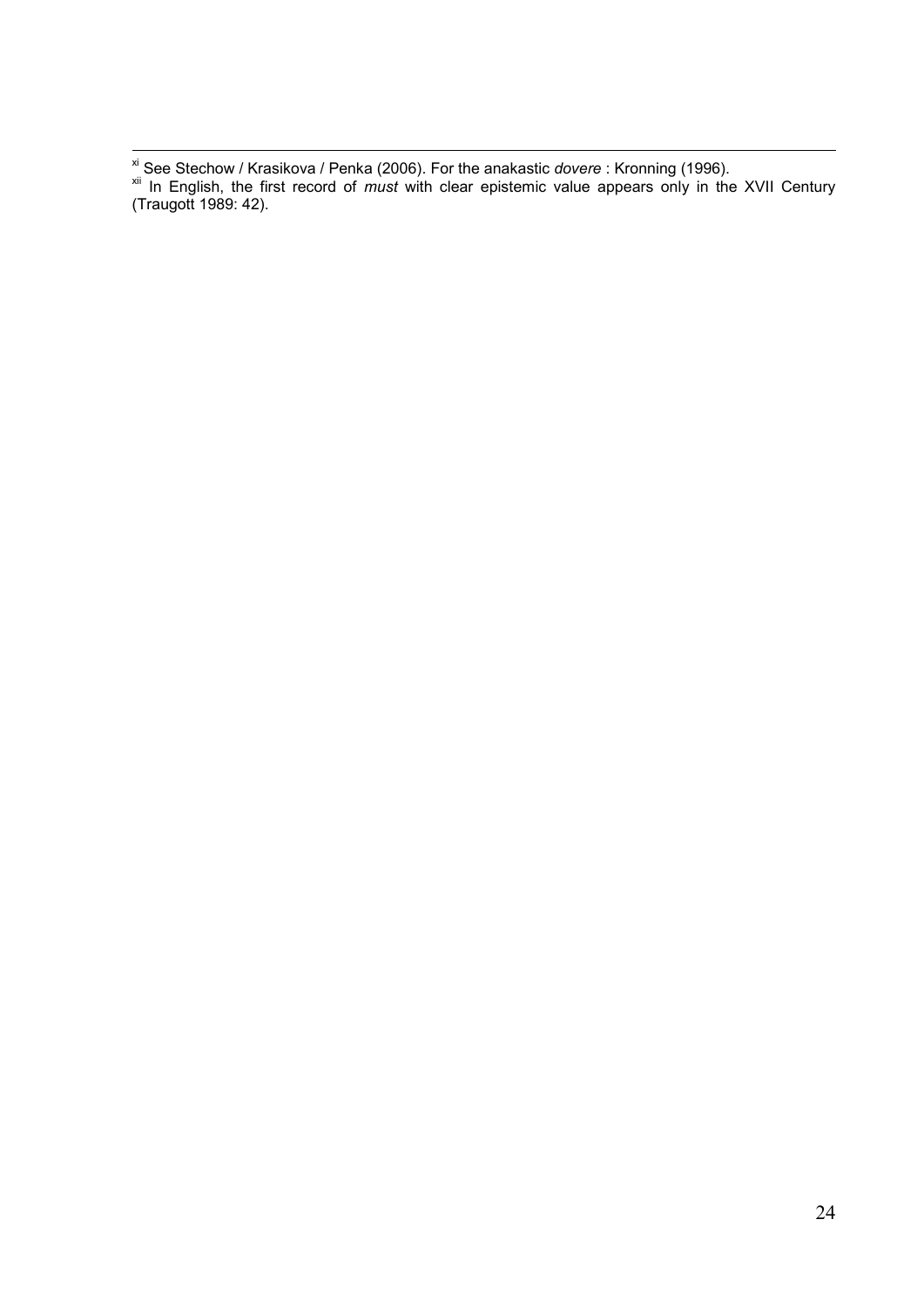[xi] See Stechow / Krasikova / Penka (2006). For the anakastic *dovere* : Kronning (1996).

[xii] In English, the first record of *must* with clear epistemic value appears only in the XVII Century (Traugott 1989: 42).